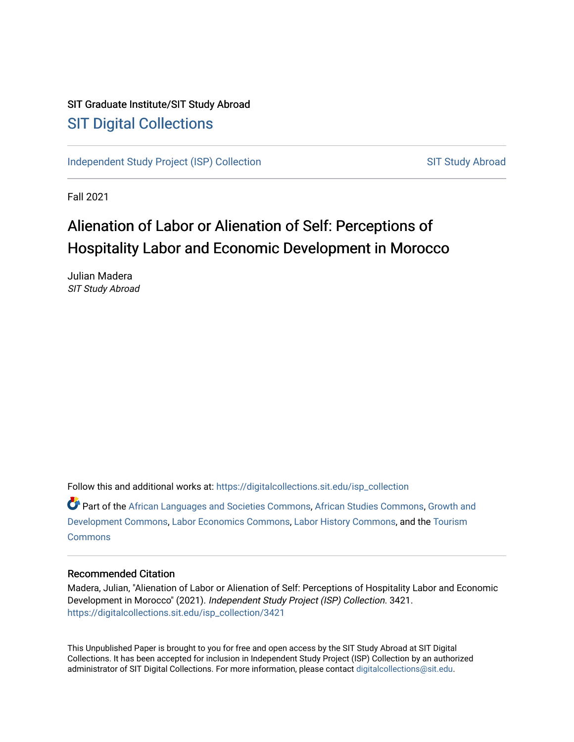SIT Graduate Institute/SIT Study Abroad

SIT Digital Collections

Independent Study Project (ISP) Collection

SIT Study Abroad

Fall 2021

# Alienation of Labor or Alienation of Self: Perceptions of Hospitality Labor and Economic Development in Morocco

Julian Madera
*SIT Study Abroad*

Follow this and additional works at: https://digitalcollections.sit.edu/isp_collection

Part of the African Languages and Societies Commons, African Studies Commons, Growth and Development Commons, Labor Economics Commons, Labor History Commons, and the Tourism Commons

## Recommended Citation

Madera, Julian, "Alienation of Labor or Alienation of Self: Perceptions of Hospitality Labor and Economic Development in Morocco" (2021). *Independent Study Project (ISP) Collection*. 3421.
https://digitalcollections.sit.edu/isp_collection/3421

This Unpublished Paper is brought to you for free and open access by the SIT Study Abroad at SIT Digital Collections. It has been accepted for inclusion in Independent Study Project (ISP) Collection by an authorized administrator of SIT Digital Collections. For more information, please contact digitalcollections@sit.edu.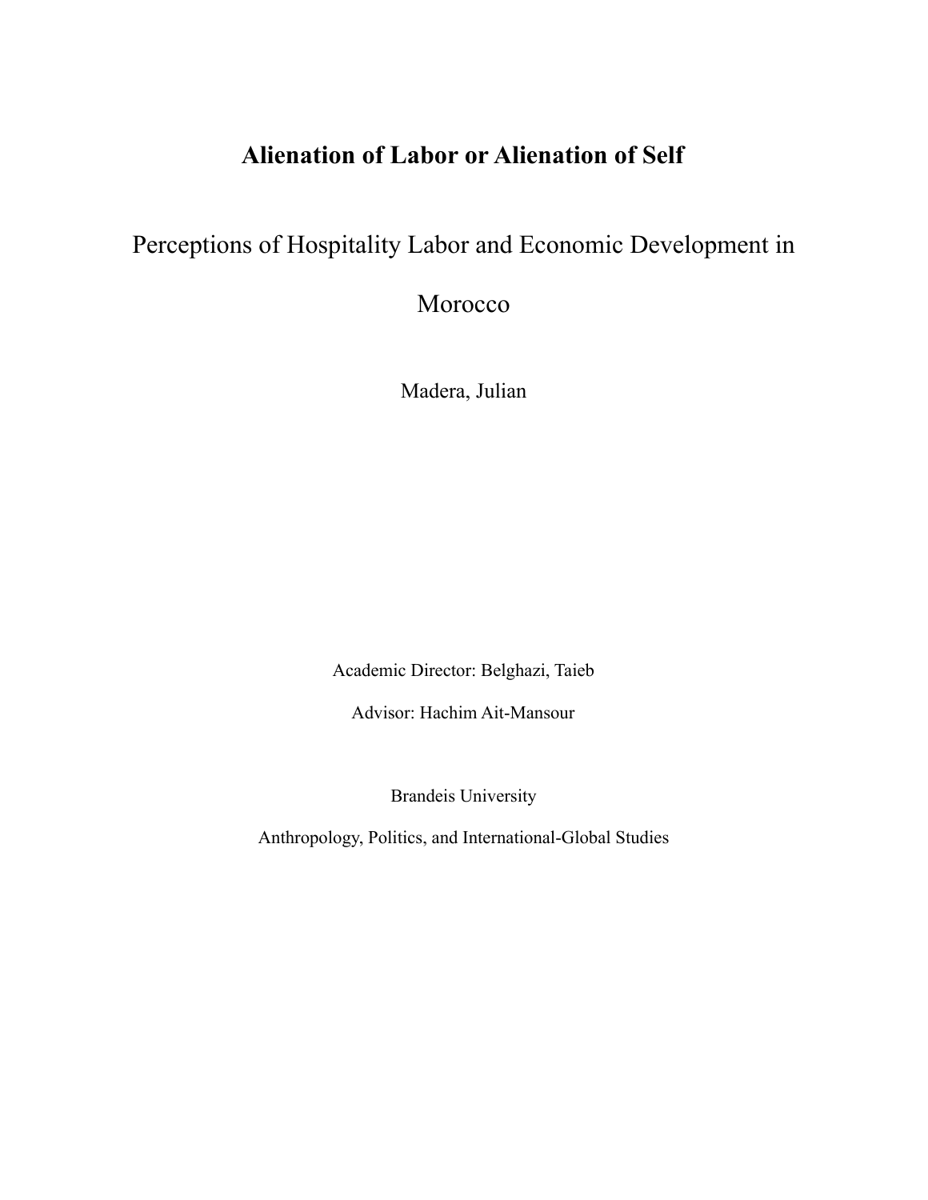# Alienation of Labor or Alienation of Self

## Perceptions of Hospitality Labor and Economic Development in Morocco

Madera, Julian

Academic Director: Belghazi, Taieb

Advisor: Hachim Ait-Mansour

Brandeis University

Anthropology, Politics, and International-Global Studies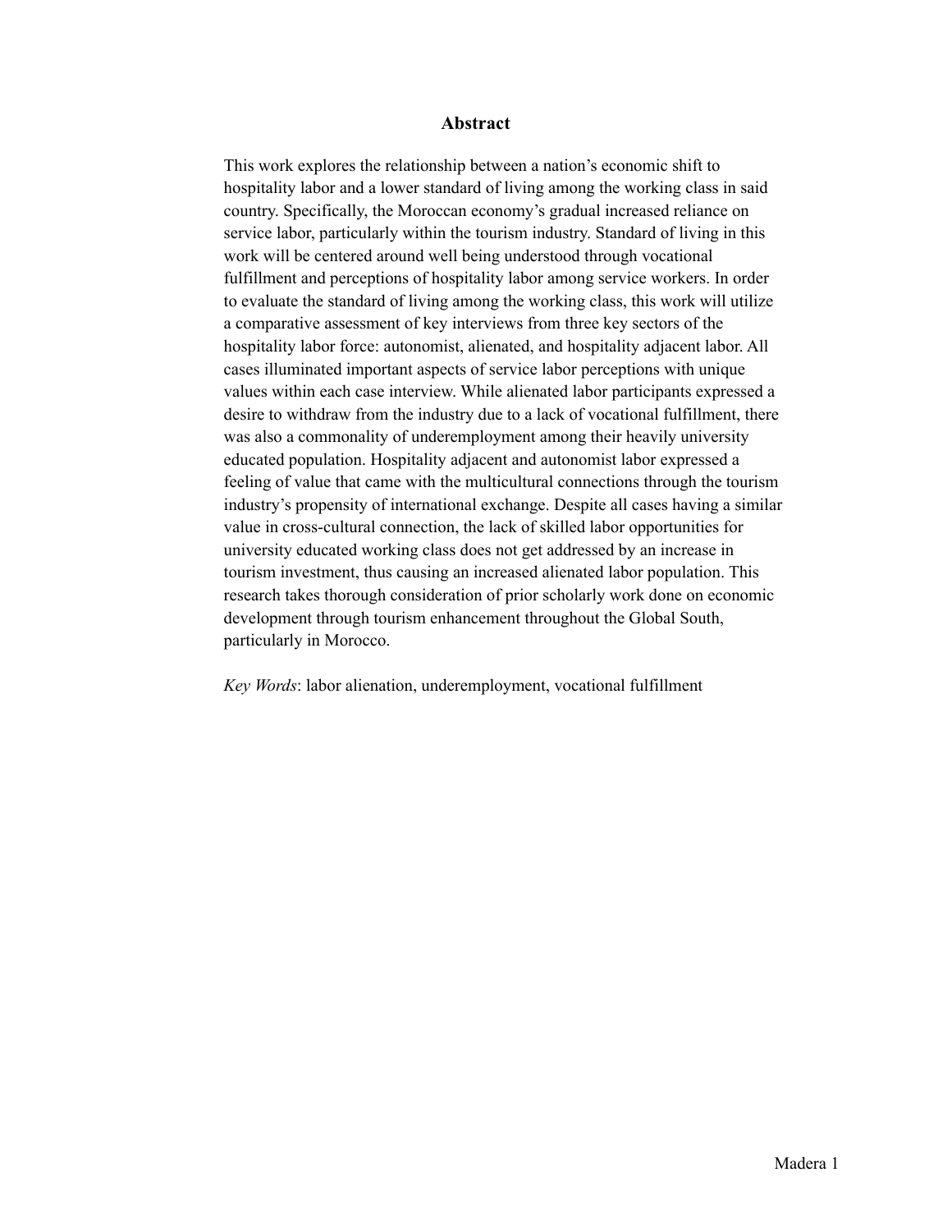## Abstract

This work explores the relationship between a nation's economic shift to hospitality labor and a lower standard of living among the working class in said country. Specifically, the Moroccan economy's gradual increased reliance on service labor, particularly within the tourism industry. Standard of living in this work will be centered around well being understood through vocational fulfillment and perceptions of hospitality labor among service workers. In order to evaluate the standard of living among the working class, this work will utilize a comparative assessment of key interviews from three key sectors of the hospitality labor force: autonomist, alienated, and hospitality adjacent labor. All cases illuminated important aspects of service labor perceptions with unique values within each case interview. While alienated labor participants expressed a desire to withdraw from the industry due to a lack of vocational fulfillment, there was also a commonality of underemployment among their heavily university educated population. Hospitality adjacent and autonomist labor expressed a feeling of value that came with the multicultural connections through the tourism industry's propensity of international exchange. Despite all cases having a similar value in cross-cultural connection, the lack of skilled labor opportunities for university educated working class does not get addressed by an increase in tourism investment, thus causing an increased alienated labor population. This research takes thorough consideration of prior scholarly work done on economic development through tourism enhancement throughout the Global South, particularly in Morocco.

*Key Words*: labor alienation, underemployment, vocational fulfillment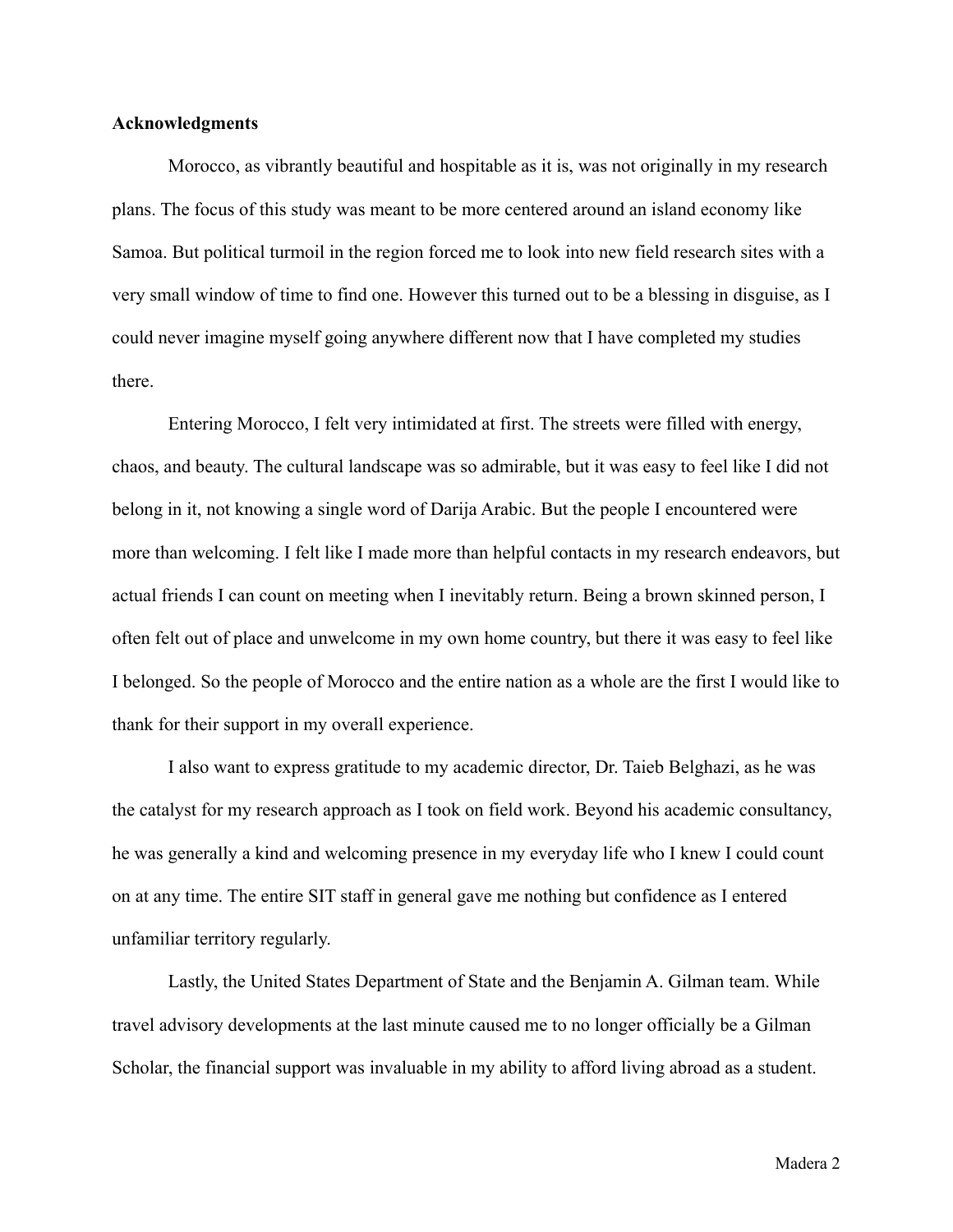**Acknowledgments**

Morocco, as vibrantly beautiful and hospitable as it is, was not originally in my research plans. The focus of this study was meant to be more centered around an island economy like Samoa. But political turmoil in the region forced me to look into new field research sites with a very small window of time to find one. However this turned out to be a blessing in disguise, as I could never imagine myself going anywhere different now that I have completed my studies there.

Entering Morocco, I felt very intimidated at first. The streets were filled with energy, chaos, and beauty. The cultural landscape was so admirable, but it was easy to feel like I did not belong in it, not knowing a single word of Darija Arabic. But the people I encountered were more than welcoming. I felt like I made more than helpful contacts in my research endeavors, but actual friends I can count on meeting when I inevitably return. Being a brown skinned person, I often felt out of place and unwelcome in my own home country, but there it was easy to feel like I belonged. So the people of Morocco and the entire nation as a whole are the first I would like to thank for their support in my overall experience.

I also want to express gratitude to my academic director, Dr. Taieb Belghazi, as he was the catalyst for my research approach as I took on field work. Beyond his academic consultancy, he was generally a kind and welcoming presence in my everyday life who I knew I could count on at any time. The entire SIT staff in general gave me nothing but confidence as I entered unfamiliar territory regularly.

Lastly, the United States Department of State and the Benjamin A. Gilman team. While travel advisory developments at the last minute caused me to no longer officially be a Gilman Scholar, the financial support was invaluable in my ability to afford living abroad as a student.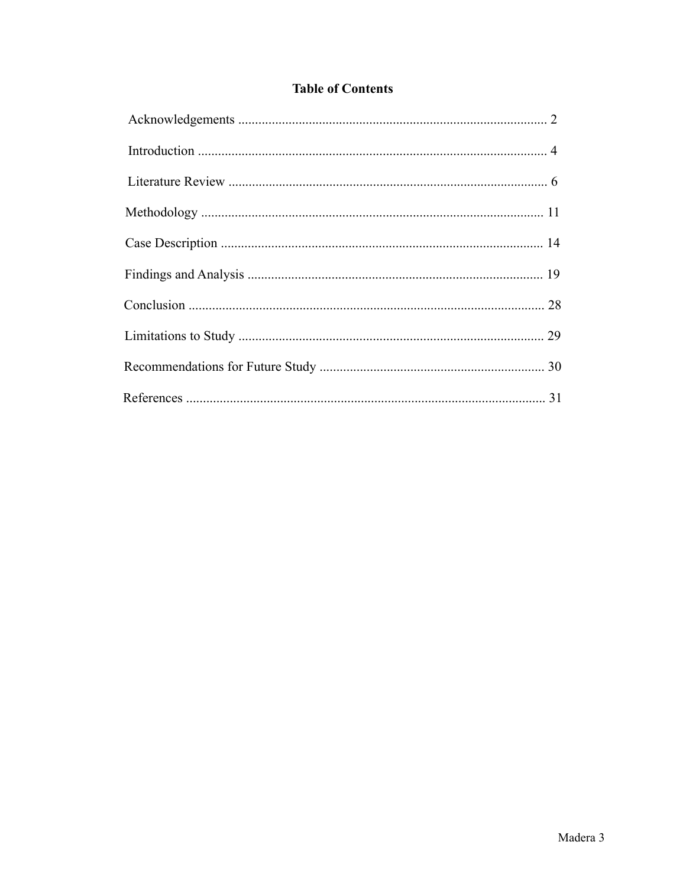# Table of Contents

Acknowledgements .......................................................................................... 2

Introduction ....................................................................................................... 4

Literature Review .............................................................................................. 6

Methodology ..................................................................................................... 11

Case Description ............................................................................................... 14

Findings and Analysis ....................................................................................... 19

Conclusion ......................................................................................................... 28

Limitations to Study .......................................................................................... 29

Recommendations for Future Study .................................................................. 30

References .......................................................................................................... 31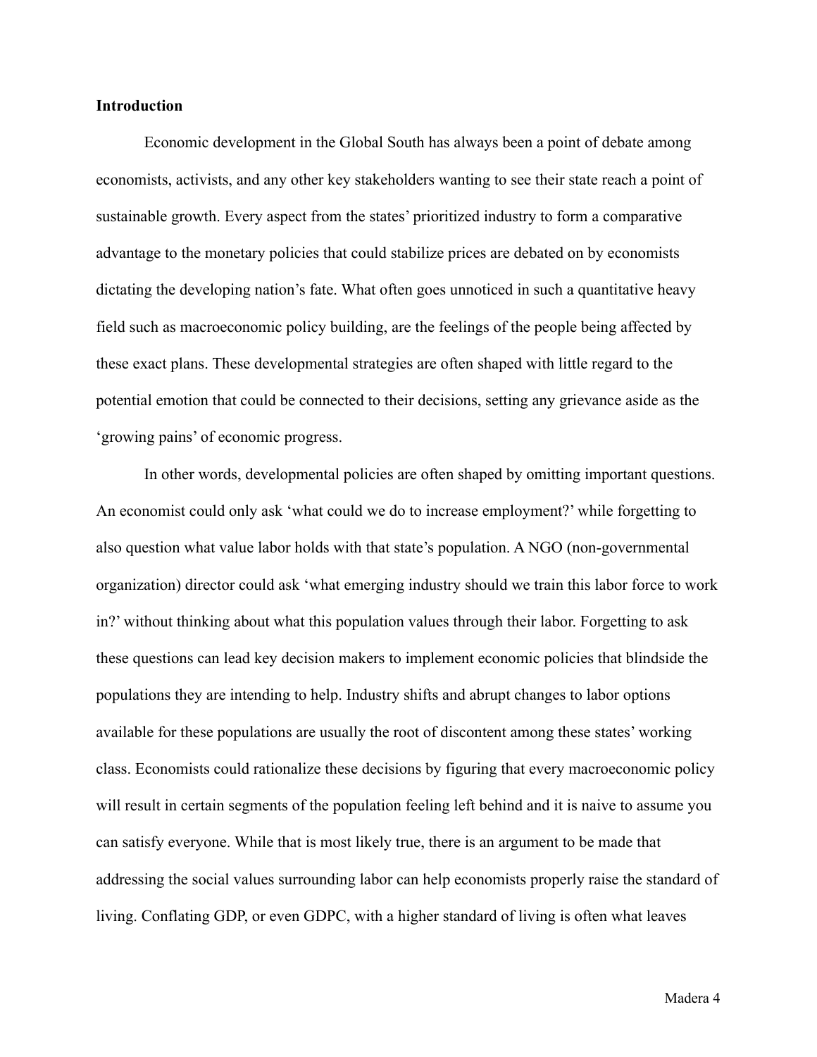**Introduction**

Economic development in the Global South has always been a point of debate among economists, activists, and any other key stakeholders wanting to see their state reach a point of sustainable growth. Every aspect from the states' prioritized industry to form a comparative advantage to the monetary policies that could stabilize prices are debated on by economists dictating the developing nation's fate. What often goes unnoticed in such a quantitative heavy field such as macroeconomic policy building, are the feelings of the people being affected by these exact plans. These developmental strategies are often shaped with little regard to the potential emotion that could be connected to their decisions, setting any grievance aside as the 'growing pains' of economic progress.

In other words, developmental policies are often shaped by omitting important questions. An economist could only ask 'what could we do to increase employment?' while forgetting to also question what value labor holds with that state's population. A NGO (non-governmental organization) director could ask 'what emerging industry should we train this labor force to work in?' without thinking about what this population values through their labor. Forgetting to ask these questions can lead key decision makers to implement economic policies that blindside the populations they are intending to help. Industry shifts and abrupt changes to labor options available for these populations are usually the root of discontent among these states' working class. Economists could rationalize these decisions by figuring that every macroeconomic policy will result in certain segments of the population feeling left behind and it is naive to assume you can satisfy everyone. While that is most likely true, there is an argument to be made that addressing the social values surrounding labor can help economists properly raise the standard of living. Conflating GDP, or even GDPC, with a higher standard of living is often what leaves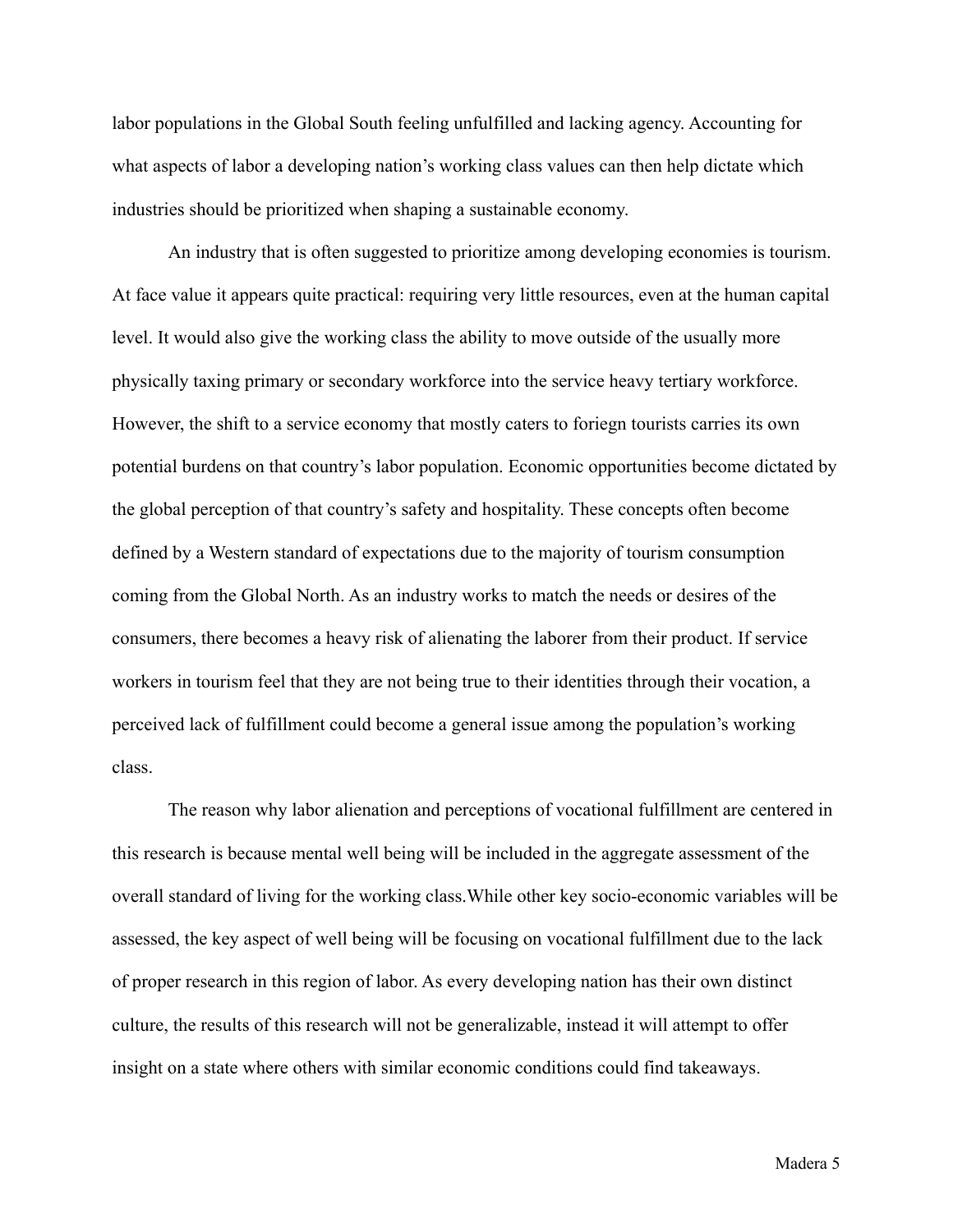labor populations in the Global South feeling unfulfilled and lacking agency. Accounting for what aspects of labor a developing nation's working class values can then help dictate which industries should be prioritized when shaping a sustainable economy.

An industry that is often suggested to prioritize among developing economies is tourism. At face value it appears quite practical: requiring very little resources, even at the human capital level. It would also give the working class the ability to move outside of the usually more physically taxing primary or secondary workforce into the service heavy tertiary workforce. However, the shift to a service economy that mostly caters to foriegn tourists carries its own potential burdens on that country's labor population. Economic opportunities become dictated by the global perception of that country's safety and hospitality. These concepts often become defined by a Western standard of expectations due to the majority of tourism consumption coming from the Global North. As an industry works to match the needs or desires of the consumers, there becomes a heavy risk of alienating the laborer from their product. If service workers in tourism feel that they are not being true to their identities through their vocation, a perceived lack of fulfillment could become a general issue among the population's working class.

The reason why labor alienation and perceptions of vocational fulfillment are centered in this research is because mental well being will be included in the aggregate assessment of the overall standard of living for the working class.While other key socio-economic variables will be assessed, the key aspect of well being will be focusing on vocational fulfillment due to the lack of proper research in this region of labor. As every developing nation has their own distinct culture, the results of this research will not be generalizable, instead it will attempt to offer insight on a state where others with similar economic conditions could find takeaways.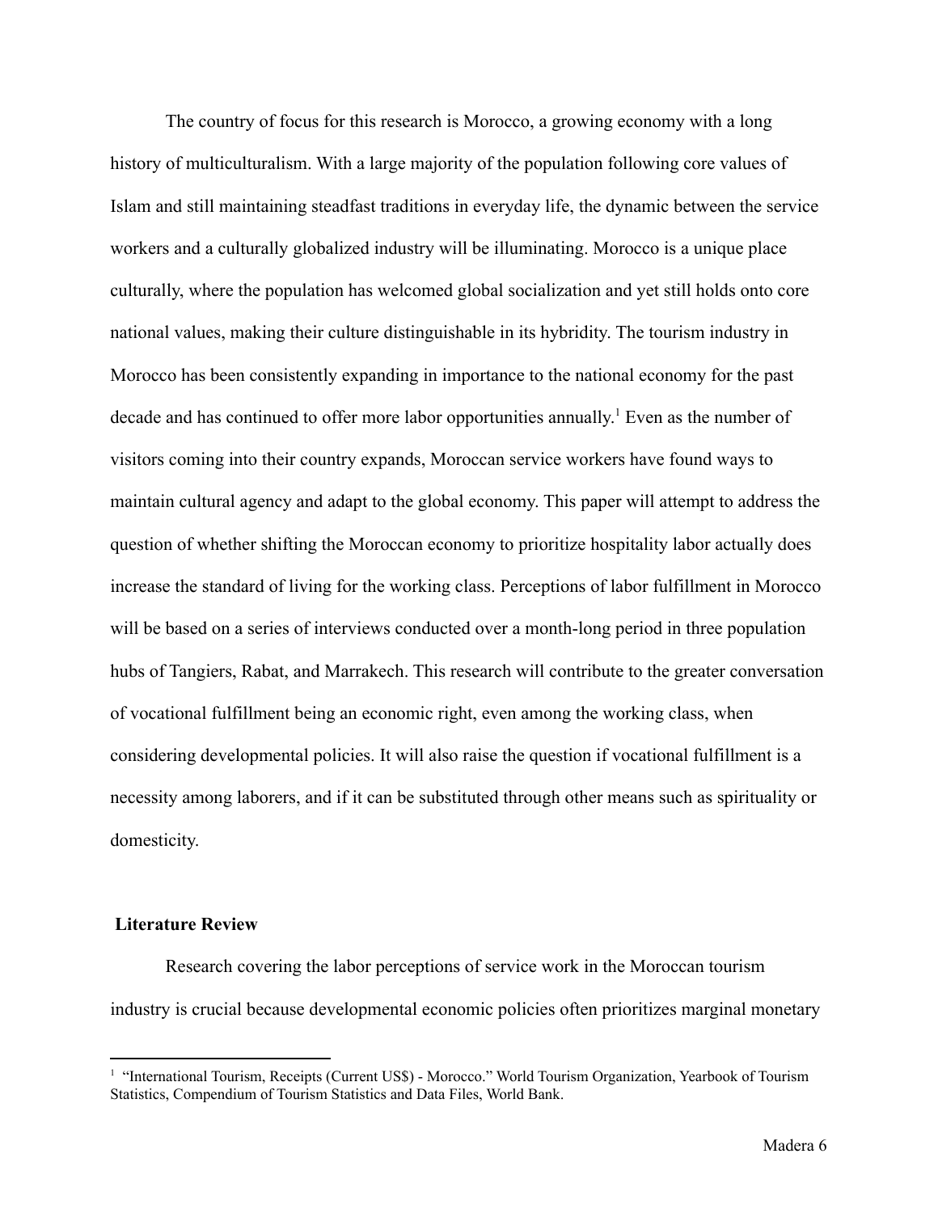The country of focus for this research is Morocco, a growing economy with a long history of multiculturalism. With a large majority of the population following core values of Islam and still maintaining steadfast traditions in everyday life, the dynamic between the service workers and a culturally globalized industry will be illuminating. Morocco is a unique place culturally, where the population has welcomed global socialization and yet still holds onto core national values, making their culture distinguishable in its hybridity. The tourism industry in Morocco has been consistently expanding in importance to the national economy for the past decade and has continued to offer more labor opportunities annually.[1] Even as the number of visitors coming into their country expands, Moroccan service workers have found ways to maintain cultural agency and adapt to the global economy. This paper will attempt to address the question of whether shifting the Moroccan economy to prioritize hospitality labor actually does increase the standard of living for the working class. Perceptions of labor fulfillment in Morocco will be based on a series of interviews conducted over a month-long period in three population hubs of Tangiers, Rabat, and Marrakech. This research will contribute to the greater conversation of vocational fulfillment being an economic right, even among the working class, when considering developmental policies. It will also raise the question if vocational fulfillment is a necessity among laborers, and if it can be substituted through other means such as spirituality or domesticity.

## Literature Review

Research covering the labor perceptions of service work in the Moroccan tourism industry is crucial because developmental economic policies often prioritizes marginal monetary

[1] "International Tourism, Receipts (Current US$) - Morocco." World Tourism Organization, Yearbook of Tourism Statistics, Compendium of Tourism Statistics and Data Files, World Bank.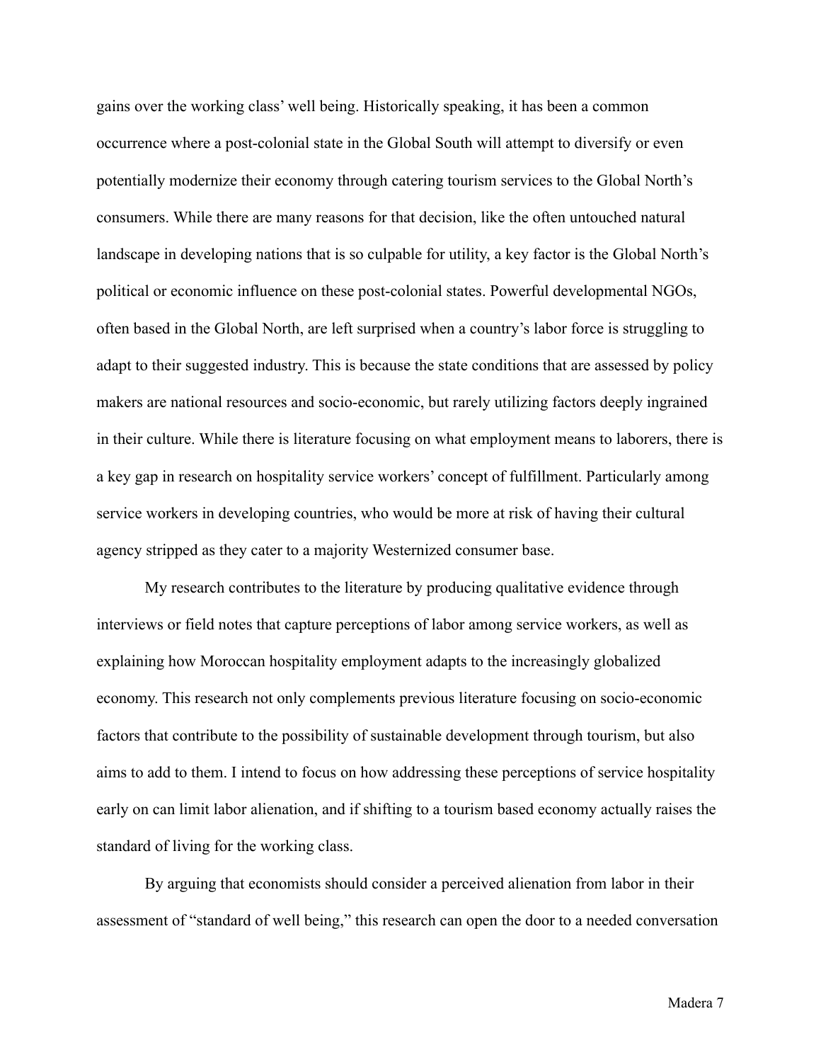gains over the working class' well being. Historically speaking, it has been a common occurrence where a post-colonial state in the Global South will attempt to diversify or even potentially modernize their economy through catering tourism services to the Global North's consumers. While there are many reasons for that decision, like the often untouched natural landscape in developing nations that is so culpable for utility, a key factor is the Global North's political or economic influence on these post-colonial states. Powerful developmental NGOs, often based in the Global North, are left surprised when a country's labor force is struggling to adapt to their suggested industry. This is because the state conditions that are assessed by policy makers are national resources and socio-economic, but rarely utilizing factors deeply ingrained in their culture. While there is literature focusing on what employment means to laborers, there is a key gap in research on hospitality service workers' concept of fulfillment. Particularly among service workers in developing countries, who would be more at risk of having their cultural agency stripped as they cater to a majority Westernized consumer base.

My research contributes to the literature by producing qualitative evidence through interviews or field notes that capture perceptions of labor among service workers, as well as explaining how Moroccan hospitality employment adapts to the increasingly globalized economy. This research not only complements previous literature focusing on socio-economic factors that contribute to the possibility of sustainable development through tourism, but also aims to add to them. I intend to focus on how addressing these perceptions of service hospitality early on can limit labor alienation, and if shifting to a tourism based economy actually raises the standard of living for the working class.

By arguing that economists should consider a perceived alienation from labor in their assessment of "standard of well being," this research can open the door to a needed conversation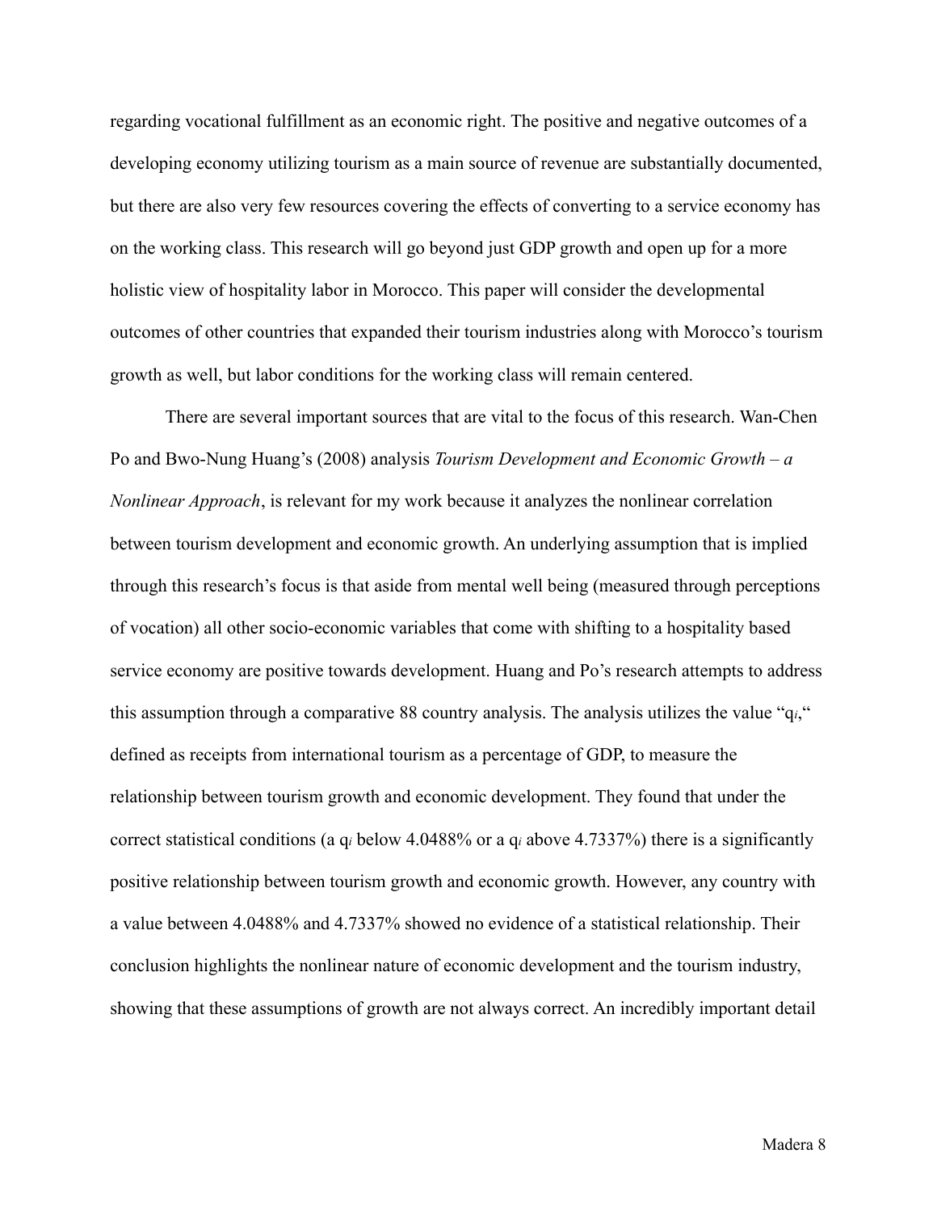regarding vocational fulfillment as an economic right. The positive and negative outcomes of a developing economy utilizing tourism as a main source of revenue are substantially documented, but there are also very few resources covering the effects of converting to a service economy has on the working class. This research will go beyond just GDP growth and open up for a more holistic view of hospitality labor in Morocco. This paper will consider the developmental outcomes of other countries that expanded their tourism industries along with Morocco's tourism growth as well, but labor conditions for the working class will remain centered.

There are several important sources that are vital to the focus of this research. Wan-Chen Po and Bwo-Nung Huang's (2008) analysis *Tourism Development and Economic Growth – a Nonlinear Approach*, is relevant for my work because it analyzes the nonlinear correlation between tourism development and economic growth. An underlying assumption that is implied through this research's focus is that aside from mental well being (measured through perceptions of vocation) all other socio-economic variables that come with shifting to a hospitality based service economy are positive towards development. Huang and Po's research attempts to address this assumption through a comparative 88 country analysis. The analysis utilizes the value "$q_i$," defined as receipts from international tourism as a percentage of GDP, to measure the relationship between tourism growth and economic development. They found that under the correct statistical conditions (a $q_i$ below 4.0488% or a $q_i$ above 4.7337%) there is a significantly positive relationship between tourism growth and economic growth. However, any country with a value between 4.0488% and 4.7337% showed no evidence of a statistical relationship. Their conclusion highlights the nonlinear nature of economic development and the tourism industry, showing that these assumptions of growth are not always correct. An incredibly important detail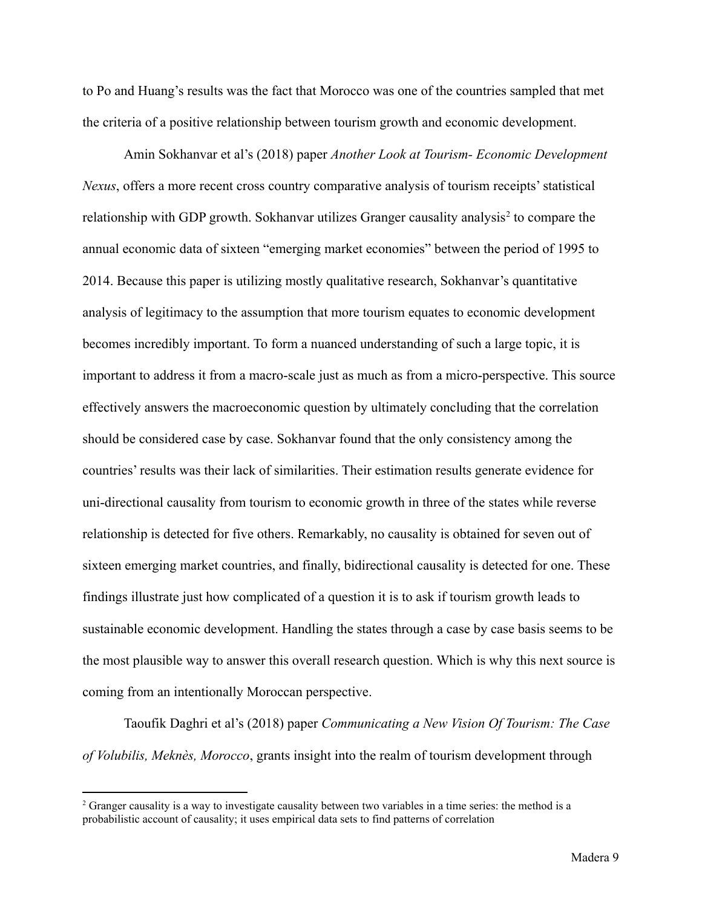to Po and Huang's results was the fact that Morocco was one of the countries sampled that met the criteria of a positive relationship between tourism growth and economic development.

Amin Sokhanvar et al's (2018) paper *Another Look at Tourism- Economic Development Nexus*, offers a more recent cross country comparative analysis of tourism receipts' statistical relationship with GDP growth. Sokhanvar utilizes Granger causality analysis[2] to compare the annual economic data of sixteen "emerging market economies" between the period of 1995 to 2014. Because this paper is utilizing mostly qualitative research, Sokhanvar's quantitative analysis of legitimacy to the assumption that more tourism equates to economic development becomes incredibly important. To form a nuanced understanding of such a large topic, it is important to address it from a macro-scale just as much as from a micro-perspective. This source effectively answers the macroeconomic question by ultimately concluding that the correlation should be considered case by case. Sokhanvar found that the only consistency among the countries' results was their lack of similarities. Their estimation results generate evidence for uni-directional causality from tourism to economic growth in three of the states while reverse relationship is detected for five others. Remarkably, no causality is obtained for seven out of sixteen emerging market countries, and finally, bidirectional causality is detected for one. These findings illustrate just how complicated of a question it is to ask if tourism growth leads to sustainable economic development. Handling the states through a case by case basis seems to be the most plausible way to answer this overall research question. Which is why this next source is coming from an intentionally Moroccan perspective.

Taoufik Daghri et al's (2018) paper *Communicating a New Vision Of Tourism: The Case of Volubilis, Meknès, Morocco*, grants insight into the realm of tourism development through

[2] Granger causality is a way to investigate causality between two variables in a time series: the method is a probabilistic account of causality; it uses empirical data sets to find patterns of correlation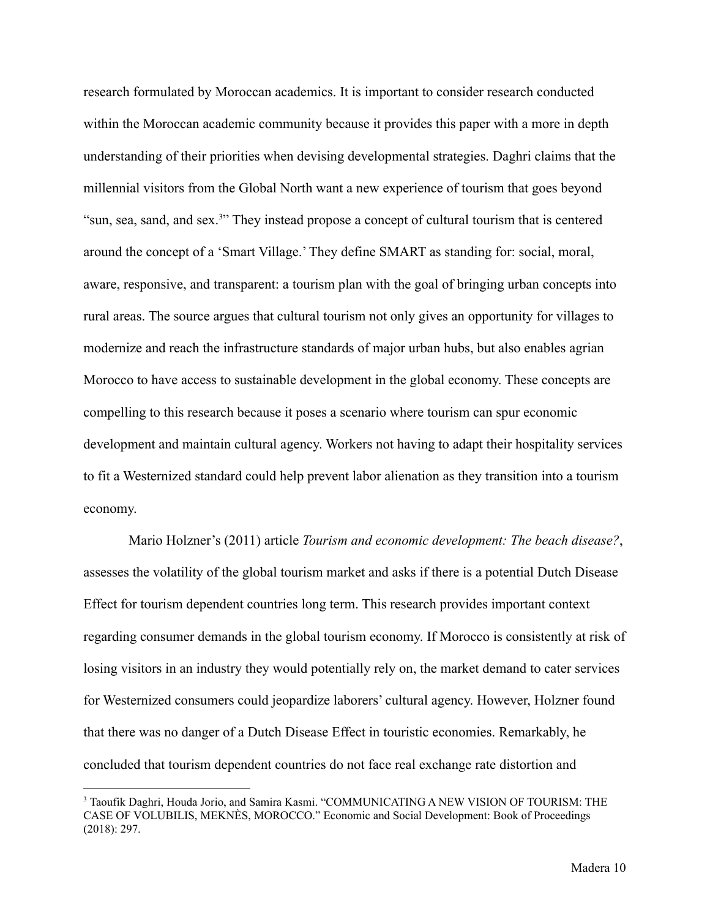research formulated by Moroccan academics. It is important to consider research conducted within the Moroccan academic community because it provides this paper with a more in depth understanding of their priorities when devising developmental strategies. Daghri claims that the millennial visitors from the Global North want a new experience of tourism that goes beyond "sun, sea, sand, and sex.[3]" They instead propose a concept of cultural tourism that is centered around the concept of a 'Smart Village.' They define SMART as standing for: social, moral, aware, responsive, and transparent: a tourism plan with the goal of bringing urban concepts into rural areas. The source argues that cultural tourism not only gives an opportunity for villages to modernize and reach the infrastructure standards of major urban hubs, but also enables agrian Morocco to have access to sustainable development in the global economy. These concepts are compelling to this research because it poses a scenario where tourism can spur economic development and maintain cultural agency. Workers not having to adapt their hospitality services to fit a Westernized standard could help prevent labor alienation as they transition into a tourism economy.

Mario Holzner's (2011) article *Tourism and economic development: The beach disease?*, assesses the volatility of the global tourism market and asks if there is a potential Dutch Disease Effect for tourism dependent countries long term. This research provides important context regarding consumer demands in the global tourism economy. If Morocco is consistently at risk of losing visitors in an industry they would potentially rely on, the market demand to cater services for Westernized consumers could jeopardize laborers' cultural agency. However, Holzner found that there was no danger of a Dutch Disease Effect in touristic economies. Remarkably, he concluded that tourism dependent countries do not face real exchange rate distortion and

[3] Taoufik Daghri, Houda Jorio, and Samira Kasmi. "COMMUNICATING A NEW VISION OF TOURISM: THE CASE OF VOLUBILIS, MEKNÈS, MOROCCO." Economic and Social Development: Book of Proceedings (2018): 297.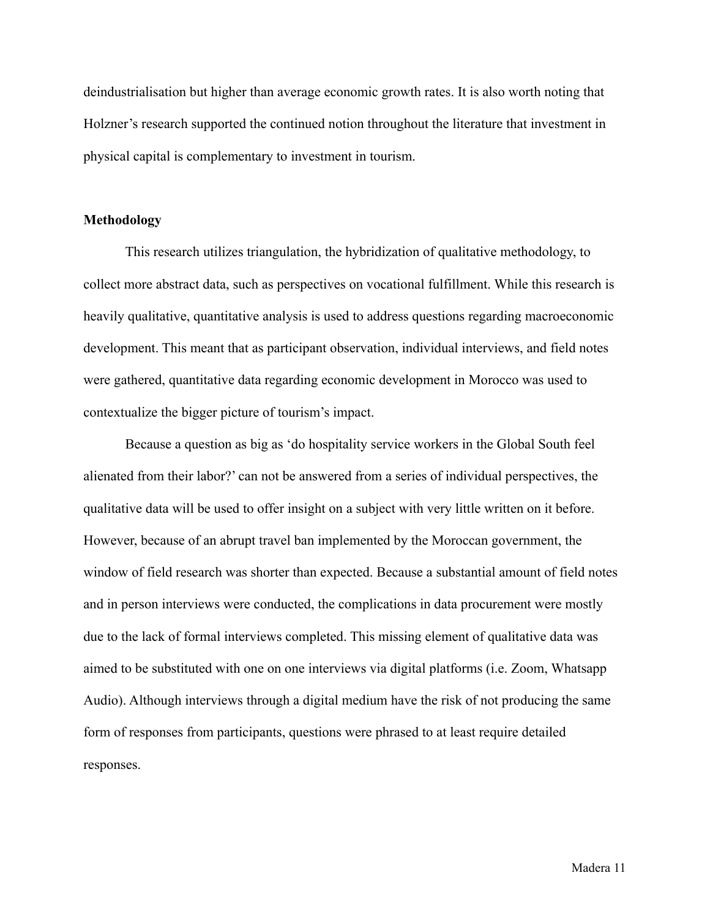deindustrialisation but higher than average economic growth rates. It is also worth noting that Holzner's research supported the continued notion throughout the literature that investment in physical capital is complementary to investment in tourism.

## Methodology

This research utilizes triangulation, the hybridization of qualitative methodology, to collect more abstract data, such as perspectives on vocational fulfillment. While this research is heavily qualitative, quantitative analysis is used to address questions regarding macroeconomic development. This meant that as participant observation, individual interviews, and field notes were gathered, quantitative data regarding economic development in Morocco was used to contextualize the bigger picture of tourism's impact.

Because a question as big as 'do hospitality service workers in the Global South feel alienated from their labor?' can not be answered from a series of individual perspectives, the qualitative data will be used to offer insight on a subject with very little written on it before. However, because of an abrupt travel ban implemented by the Moroccan government, the window of field research was shorter than expected. Because a substantial amount of field notes and in person interviews were conducted, the complications in data procurement were mostly due to the lack of formal interviews completed. This missing element of qualitative data was aimed to be substituted with one on one interviews via digital platforms (i.e. Zoom, Whatsapp Audio). Although interviews through a digital medium have the risk of not producing the same form of responses from participants, questions were phrased to at least require detailed responses.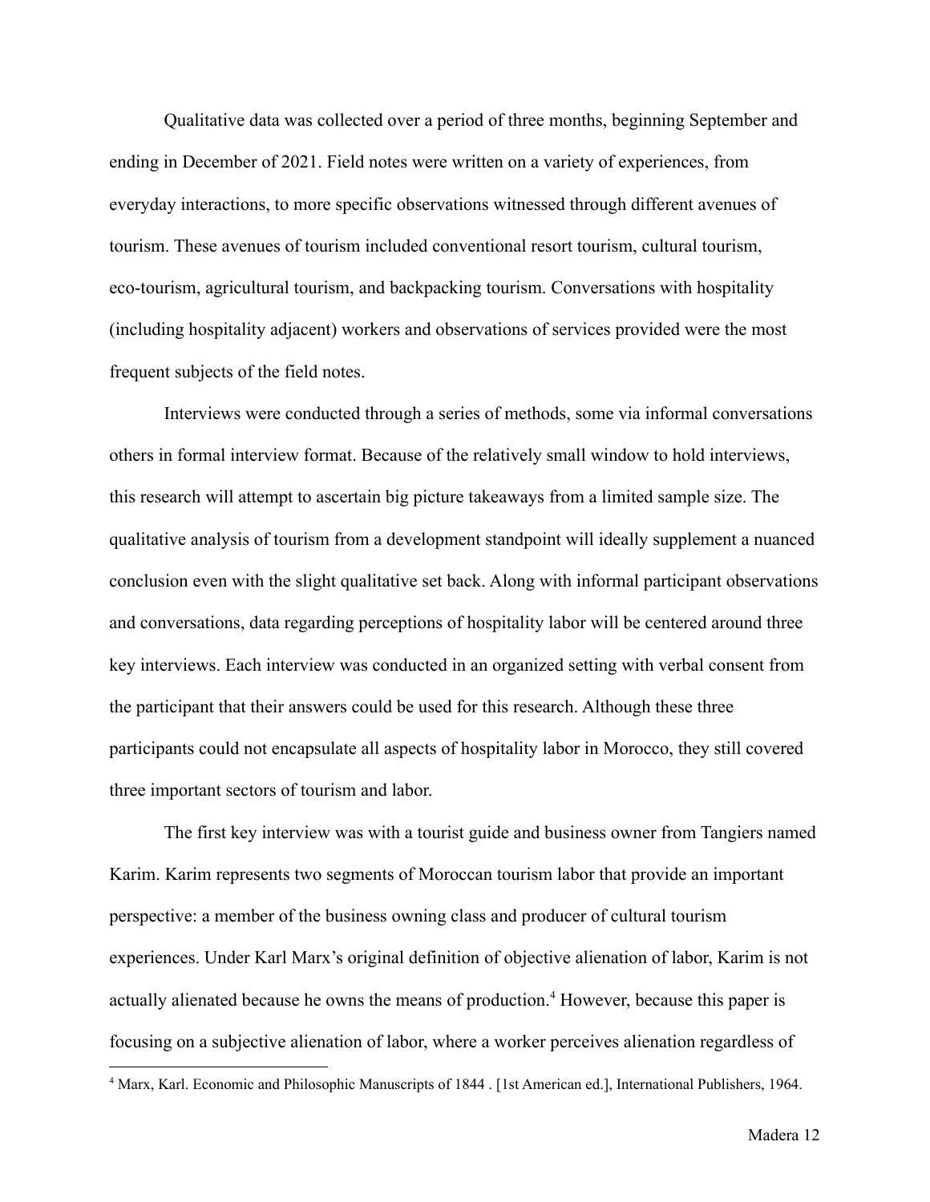Qualitative data was collected over a period of three months, beginning September and ending in December of 2021. Field notes were written on a variety of experiences, from everyday interactions, to more specific observations witnessed through different avenues of tourism. These avenues of tourism included conventional resort tourism, cultural tourism, eco-tourism, agricultural tourism, and backpacking tourism. Conversations with hospitality (including hospitality adjacent) workers and observations of services provided were the most frequent subjects of the field notes.

Interviews were conducted through a series of methods, some via informal conversations others in formal interview format. Because of the relatively small window to hold interviews, this research will attempt to ascertain big picture takeaways from a limited sample size. The qualitative analysis of tourism from a development standpoint will ideally supplement a nuanced conclusion even with the slight qualitative set back. Along with informal participant observations and conversations, data regarding perceptions of hospitality labor will be centered around three key interviews. Each interview was conducted in an organized setting with verbal consent from the participant that their answers could be used for this research. Although these three participants could not encapsulate all aspects of hospitality labor in Morocco, they still covered three important sectors of tourism and labor.

The first key interview was with a tourist guide and business owner from Tangiers named Karim. Karim represents two segments of Moroccan tourism labor that provide an important perspective: a member of the business owning class and producer of cultural tourism experiences. Under Karl Marx's original definition of objective alienation of labor, Karim is not actually alienated because he owns the means of production.[4] However, because this paper is focusing on a subjective alienation of labor, where a worker perceives alienation regardless of

[4] Marx, Karl. Economic and Philosophic Manuscripts of 1844 . [1st American ed.], International Publishers, 1964.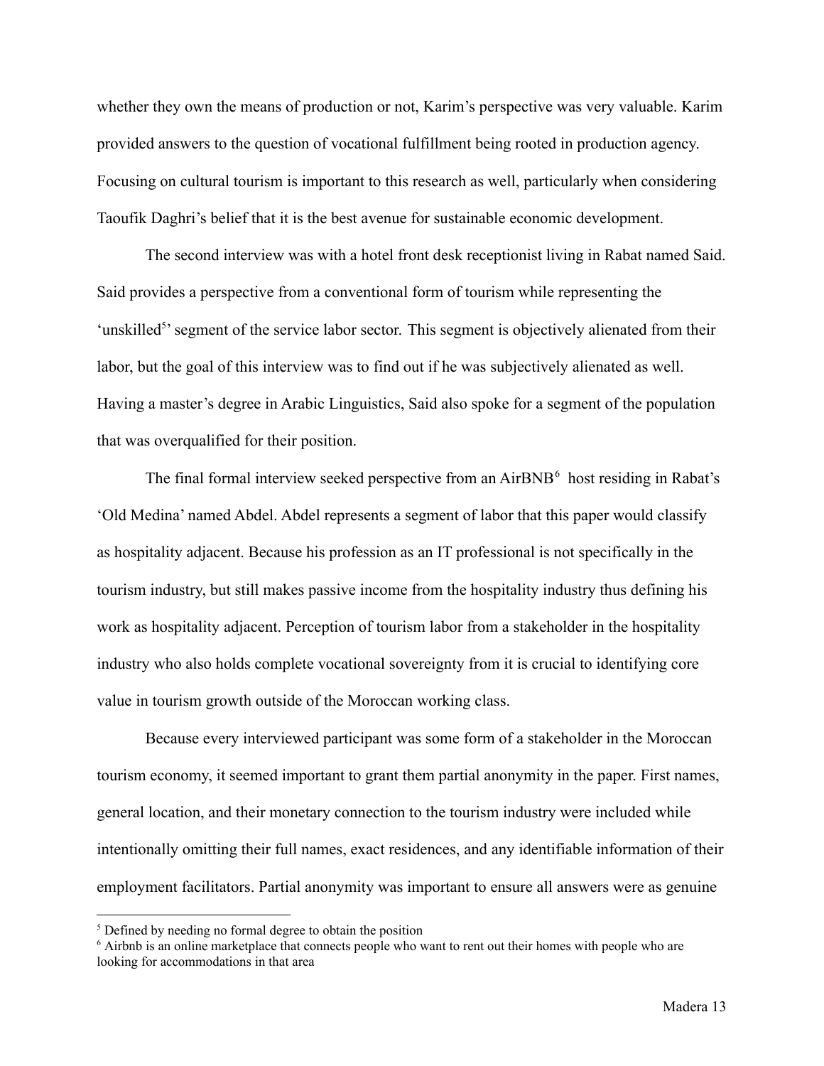whether they own the means of production or not, Karim's perspective was very valuable. Karim provided answers to the question of vocational fulfillment being rooted in production agency. Focusing on cultural tourism is important to this research as well, particularly when considering Taoufik Daghri's belief that it is the best avenue for sustainable economic development.

The second interview was with a hotel front desk receptionist living in Rabat named Said. Said provides a perspective from a conventional form of tourism while representing the 'unskilled[5]' segment of the service labor sector. This segment is objectively alienated from their labor, but the goal of this interview was to find out if he was subjectively alienated as well. Having a master's degree in Arabic Linguistics, Said also spoke for a segment of the population that was overqualified for their position.

The final formal interview seeked perspective from an AirBNB[6] host residing in Rabat's 'Old Medina' named Abdel. Abdel represents a segment of labor that this paper would classify as hospitality adjacent. Because his profession as an IT professional is not specifically in the tourism industry, but still makes passive income from the hospitality industry thus defining his work as hospitality adjacent. Perception of tourism labor from a stakeholder in the hospitality industry who also holds complete vocational sovereignty from it is crucial to identifying core value in tourism growth outside of the Moroccan working class.

Because every interviewed participant was some form of a stakeholder in the Moroccan tourism economy, it seemed important to grant them partial anonymity in the paper. First names, general location, and their monetary connection to the tourism industry were included while intentionally omitting their full names, exact residences, and any identifiable information of their employment facilitators. Partial anonymity was important to ensure all answers were as genuine

[5] Defined by needing no formal degree to obtain the position

[6] Airbnb is an online marketplace that connects people who want to rent out their homes with people who are looking for accommodations in that area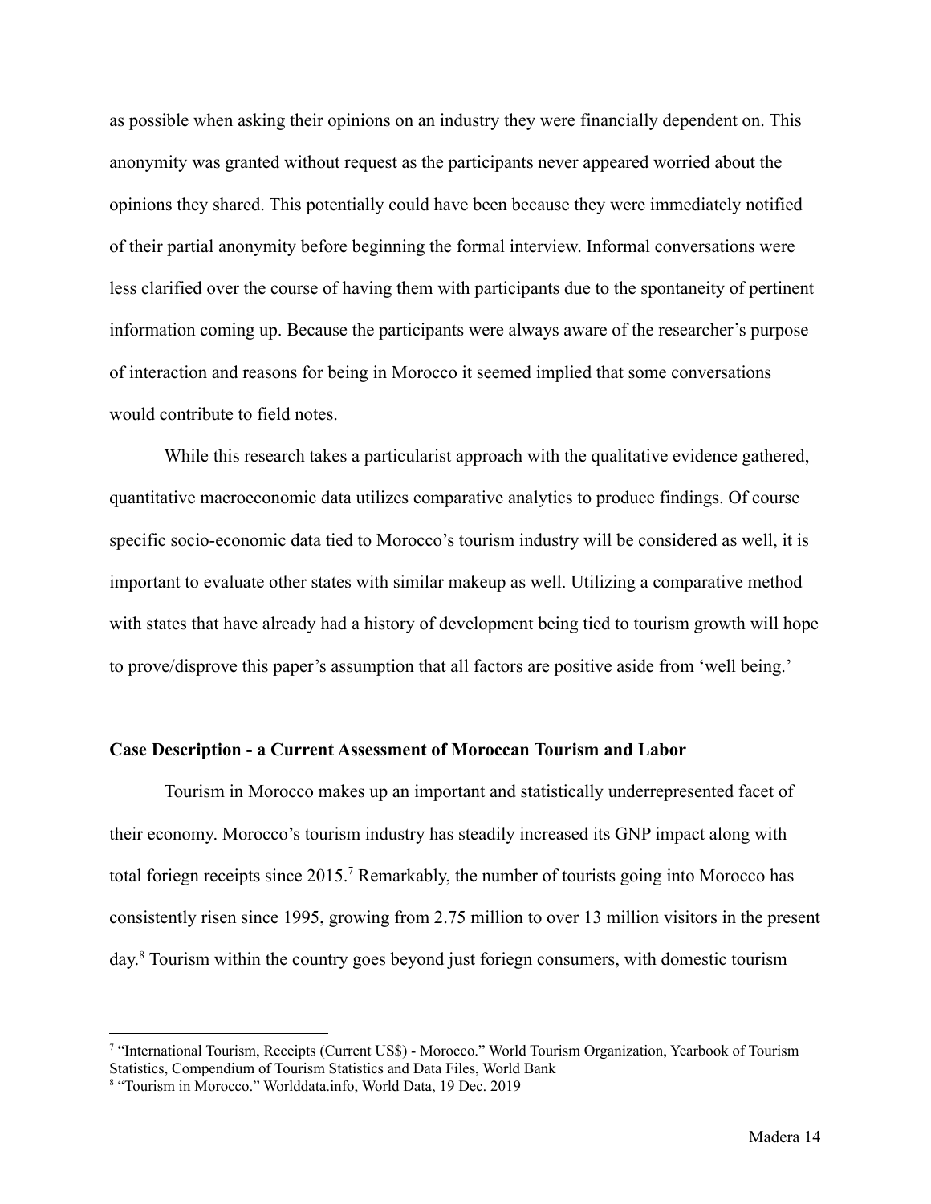as possible when asking their opinions on an industry they were financially dependent on. This anonymity was granted without request as the participants never appeared worried about the opinions they shared. This potentially could have been because they were immediately notified of their partial anonymity before beginning the formal interview. Informal conversations were less clarified over the course of having them with participants due to the spontaneity of pertinent information coming up. Because the participants were always aware of the researcher's purpose of interaction and reasons for being in Morocco it seemed implied that some conversations would contribute to field notes.

While this research takes a particularist approach with the qualitative evidence gathered, quantitative macroeconomic data utilizes comparative analytics to produce findings. Of course specific socio-economic data tied to Morocco's tourism industry will be considered as well, it is important to evaluate other states with similar makeup as well. Utilizing a comparative method with states that have already had a history of development being tied to tourism growth will hope to prove/disprove this paper's assumption that all factors are positive aside from 'well being.'

**Case Description - a Current Assessment of Moroccan Tourism and Labor**

Tourism in Morocco makes up an important and statistically underrepresented facet of their economy. Morocco's tourism industry has steadily increased its GNP impact along with total foriegn receipts since 2015.[7] Remarkably, the number of tourists going into Morocco has consistently risen since 1995, growing from 2.75 million to over 13 million visitors in the present day.[8] Tourism within the country goes beyond just foriegn consumers, with domestic tourism

[7] "International Tourism, Receipts (Current US$) - Morocco." World Tourism Organization, Yearbook of Tourism Statistics, Compendium of Tourism Statistics and Data Files, World Bank

[8] "Tourism in Morocco." Worlddata.info, World Data, 19 Dec. 2019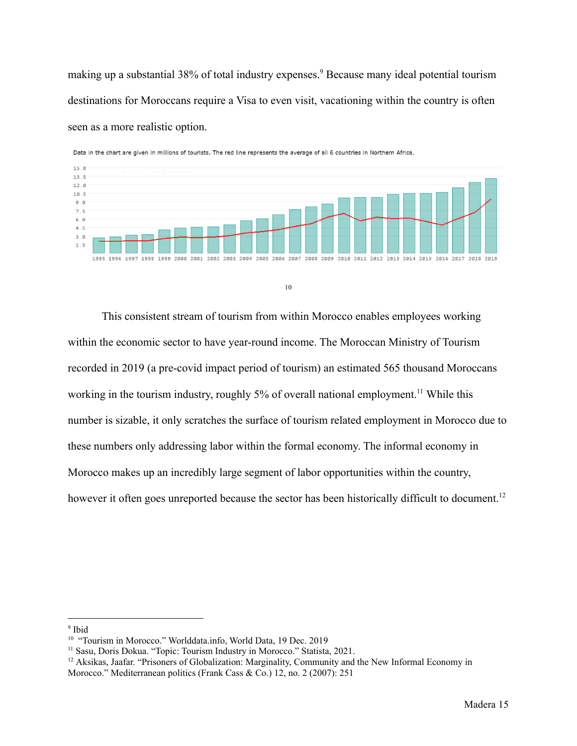making up a substantial 38% of total industry expenses.[9] Because many ideal potential tourism destinations for Moroccans require a Visa to even visit, vacationing within the country is often seen as a more realistic option.

Data in the chart are given in millions of tourists. The red line represents the average of all 6 countries in Northern Africa.

[10]

This consistent stream of tourism from within Morocco enables employees working within the economic sector to have year-round income. The Moroccan Ministry of Tourism recorded in 2019 (a pre-covid impact period of tourism) an estimated 565 thousand Moroccans working in the tourism industry, roughly 5% of overall national employment.[11] While this number is sizable, it only scratches the surface of tourism related employment in Morocco due to these numbers only addressing labor within the formal economy. The informal economy in Morocco makes up an incredibly large segment of labor opportunities within the country, however it often goes unreported because the sector has been historically difficult to document.[12]

---

[9] Ibid

[10] "Tourism in Morocco." Worlddata.info, World Data, 19 Dec. 2019

[11] Sasu, Doris Dokua. "Topic: Tourism Industry in Morocco." Statista, 2021.

[12] Aksikas, Jaafar. "Prisoners of Globalization: Marginality, Community and the New Informal Economy in Morocco." Mediterranean politics (Frank Cass & Co.) 12, no. 2 (2007): 251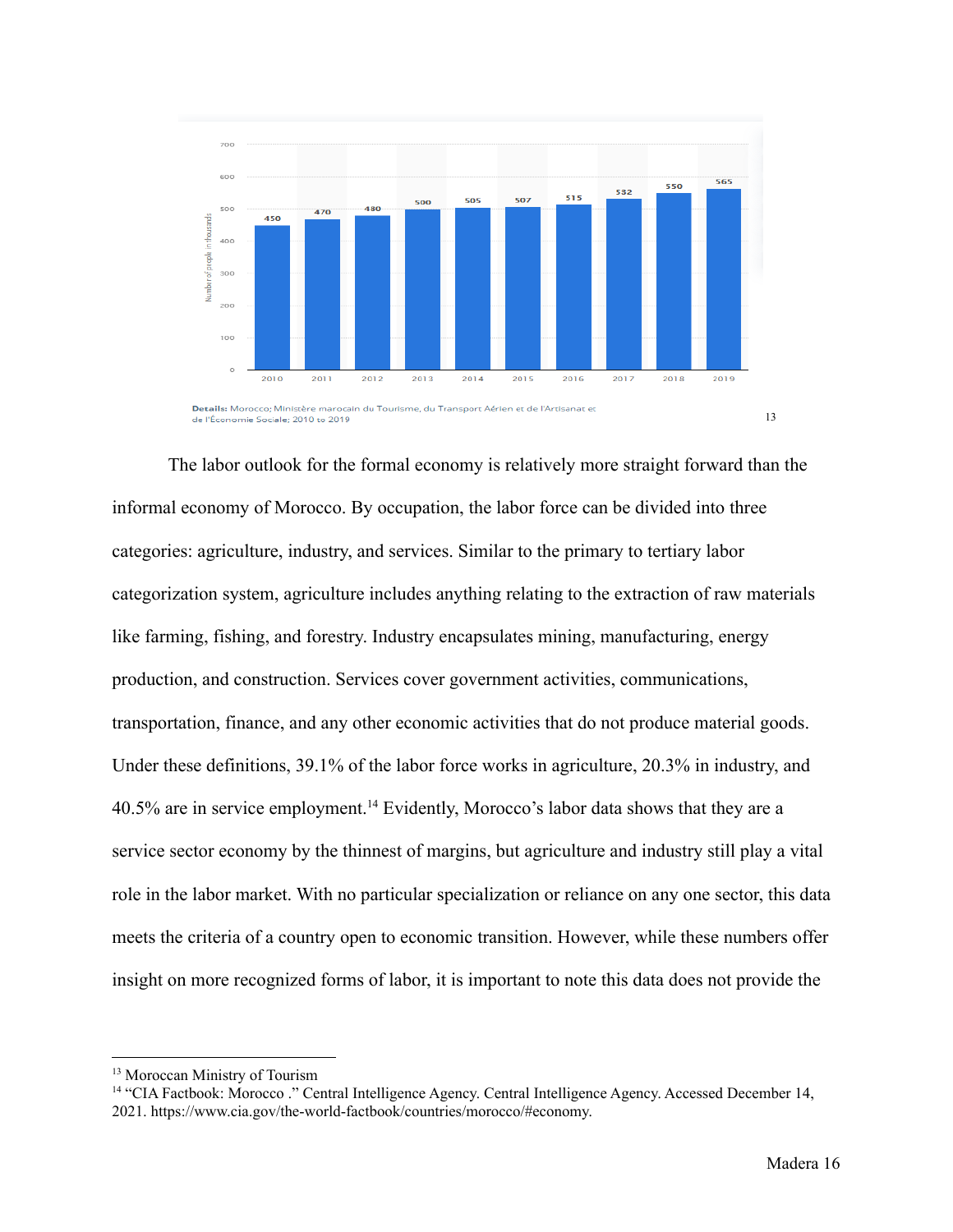| Year | Number of people in thousands |
|---|---|
| 2010 | 450 |
| 2011 | 470 |
| 2012 | 480 |
| 2013 | 500 |
| 2014 | 505 |
| 2015 | 507 |
| 2016 | 515 |
| 2017 | 532 |
| 2018 | 550 |
| 2019 | 565 |

**Details:** Morocco; Ministère marocain du Tourisme, du Transport Aérien et de l'Artisanat et de l'Économie Sociale; 2010 to 2019 [13]

The labor outlook for the formal economy is relatively more straight forward than the informal economy of Morocco. By occupation, the labor force can be divided into three categories: agriculture, industry, and services. Similar to the primary to tertiary labor categorization system, agriculture includes anything relating to the extraction of raw materials like farming, fishing, and forestry. Industry encapsulates mining, manufacturing, energy production, and construction. Services cover government activities, communications, transportation, finance, and any other economic activities that do not produce material goods. Under these definitions, 39.1% of the labor force works in agriculture, 20.3% in industry, and 40.5% are in service employment.[14] Evidently, Morocco's labor data shows that they are a service sector economy by the thinnest of margins, but agriculture and industry still play a vital role in the labor market. With no particular specialization or reliance on any one sector, this data meets the criteria of a country open to economic transition. However, while these numbers offer insight on more recognized forms of labor, it is important to note this data does not provide the

---

[13] Moroccan Ministry of Tourism

[14] "CIA Factbook: Morocco ." Central Intelligence Agency. Central Intelligence Agency. Accessed December 14, 2021. https://www.cia.gov/the-world-factbook/countries/morocco/#economy.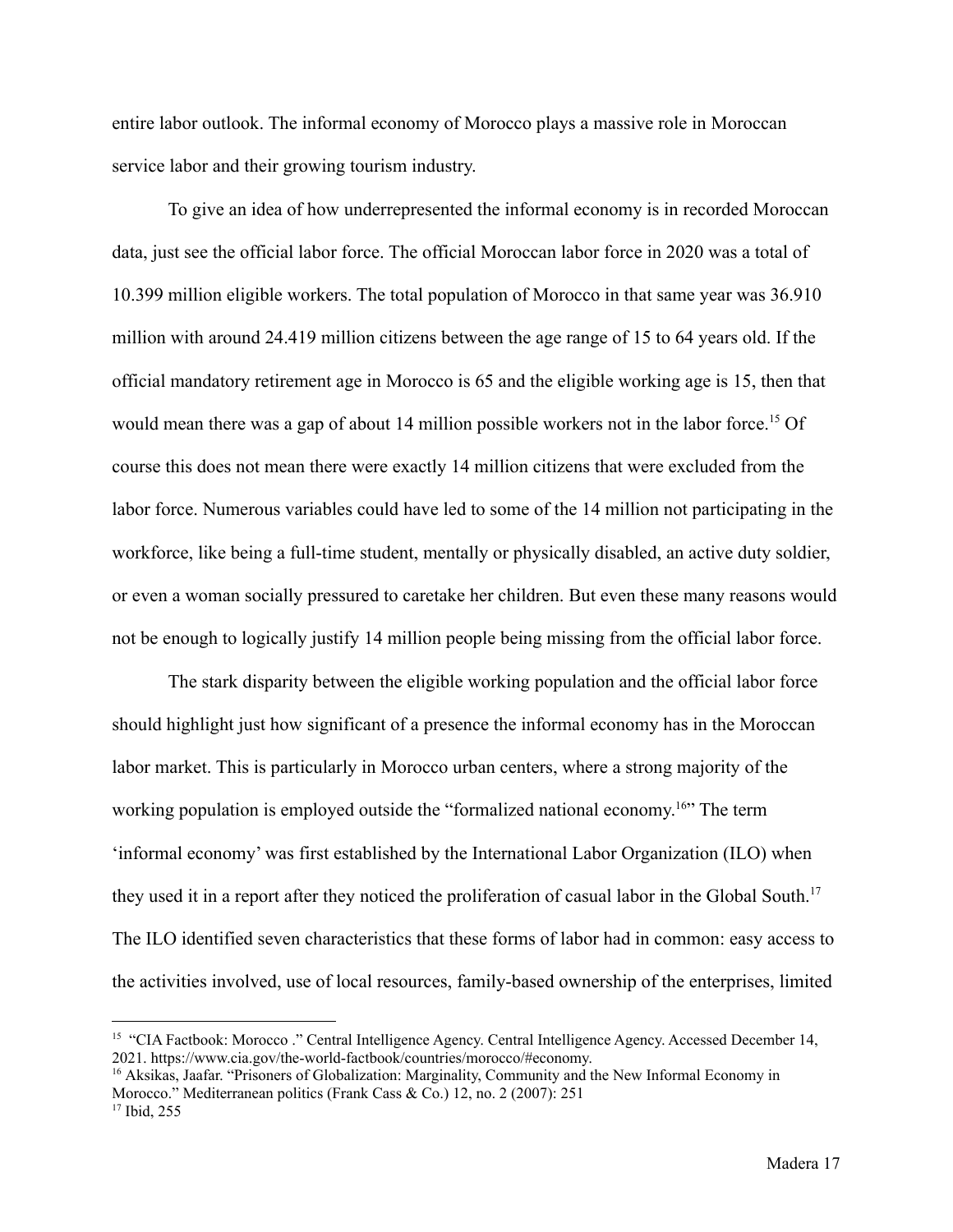entire labor outlook. The informal economy of Morocco plays a massive role in Moroccan service labor and their growing tourism industry.

To give an idea of how underrepresented the informal economy is in recorded Moroccan data, just see the official labor force. The official Moroccan labor force in 2020 was a total of 10.399 million eligible workers. The total population of Morocco in that same year was 36.910 million with around 24.419 million citizens between the age range of 15 to 64 years old. If the official mandatory retirement age in Morocco is 65 and the eligible working age is 15, then that would mean there was a gap of about 14 million possible workers not in the labor force.[15] Of course this does not mean there were exactly 14 million citizens that were excluded from the labor force. Numerous variables could have led to some of the 14 million not participating in the workforce, like being a full-time student, mentally or physically disabled, an active duty soldier, or even a woman socially pressured to caretake her children. But even these many reasons would not be enough to logically justify 14 million people being missing from the official labor force.

The stark disparity between the eligible working population and the official labor force should highlight just how significant of a presence the informal economy has in the Moroccan labor market. This is particularly in Morocco urban centers, where a strong majority of the working population is employed outside the "formalized national economy.[16]" The term 'informal economy' was first established by the International Labor Organization (ILO) when they used it in a report after they noticed the proliferation of casual labor in the Global South.[17] The ILO identified seven characteristics that these forms of labor had in common: easy access to the activities involved, use of local resources, family-based ownership of the enterprises, limited

---

[15] "CIA Factbook: Morocco ." Central Intelligence Agency. Central Intelligence Agency. Accessed December 14, 2021. https://www.cia.gov/the-world-factbook/countries/morocco/#economy.

[16] Aksikas, Jaafar. "Prisoners of Globalization: Marginality, Community and the New Informal Economy in Morocco." Mediterranean politics (Frank Cass & Co.) 12, no. 2 (2007): 251

[17] Ibid, 255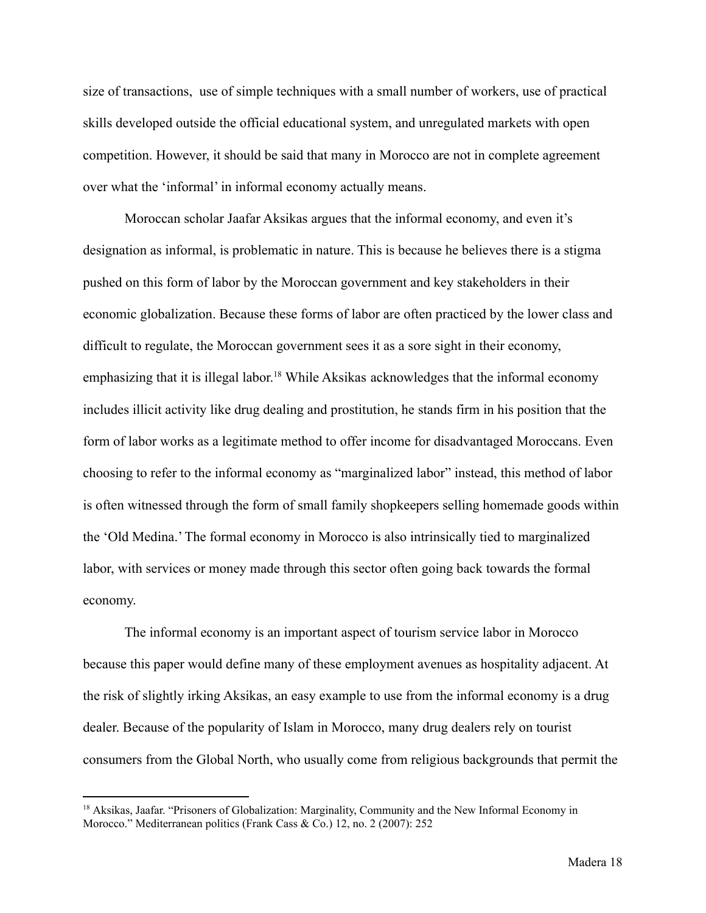size of transactions,  use of simple techniques with a small number of workers, use of practical skills developed outside the official educational system, and unregulated markets with open competition. However, it should be said that many in Morocco are not in complete agreement over what the 'informal' in informal economy actually means.

Moroccan scholar Jaafar Aksikas argues that the informal economy, and even it's designation as informal, is problematic in nature. This is because he believes there is a stigma pushed on this form of labor by the Moroccan government and key stakeholders in their economic globalization. Because these forms of labor are often practiced by the lower class and difficult to regulate, the Moroccan government sees it as a sore sight in their economy, emphasizing that it is illegal labor.[18] While Aksikas acknowledges that the informal economy includes illicit activity like drug dealing and prostitution, he stands firm in his position that the form of labor works as a legitimate method to offer income for disadvantaged Moroccans. Even choosing to refer to the informal economy as "marginalized labor" instead, this method of labor is often witnessed through the form of small family shopkeepers selling homemade goods within the 'Old Medina.' The formal economy in Morocco is also intrinsically tied to marginalized labor, with services or money made through this sector often going back towards the formal economy.

The informal economy is an important aspect of tourism service labor in Morocco because this paper would define many of these employment avenues as hospitality adjacent. At the risk of slightly irking Aksikas, an easy example to use from the informal economy is a drug dealer. Because of the popularity of Islam in Morocco, many drug dealers rely on tourist consumers from the Global North, who usually come from religious backgrounds that permit the

---

[18] Aksikas, Jaafar. "Prisoners of Globalization: Marginality, Community and the New Informal Economy in Morocco." Mediterranean politics (Frank Cass & Co.) 12, no. 2 (2007): 252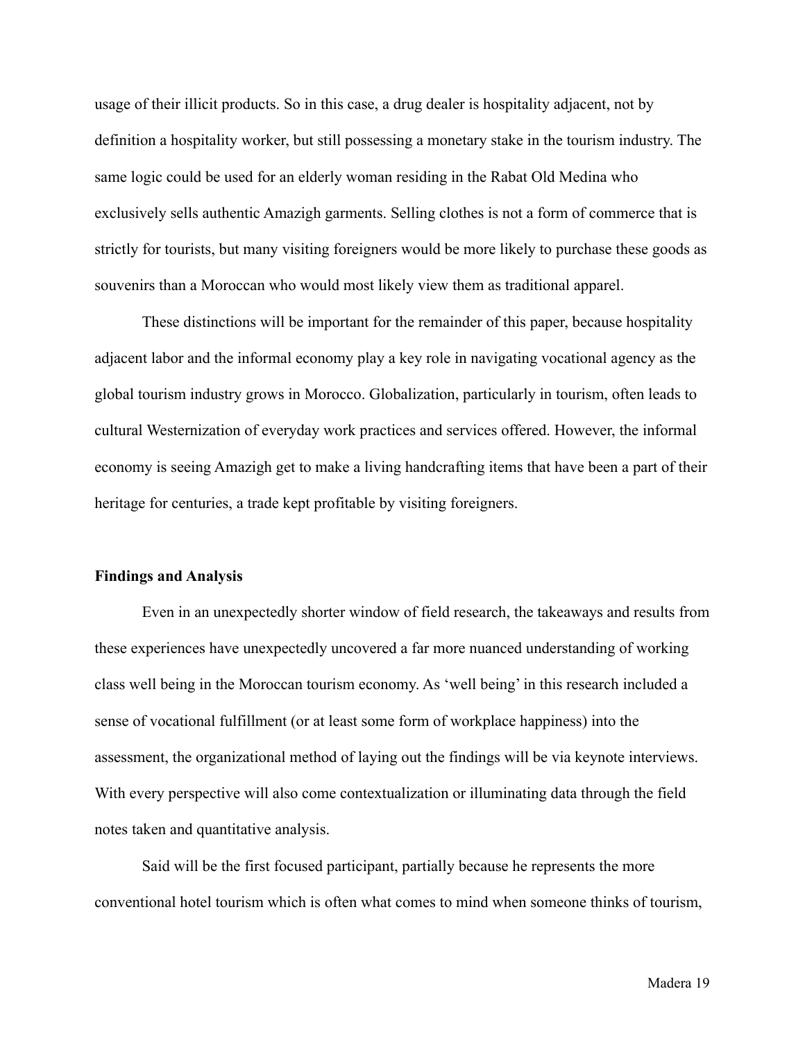usage of their illicit products. So in this case, a drug dealer is hospitality adjacent, not by definition a hospitality worker, but still possessing a monetary stake in the tourism industry. The same logic could be used for an elderly woman residing in the Rabat Old Medina who exclusively sells authentic Amazigh garments. Selling clothes is not a form of commerce that is strictly for tourists, but many visiting foreigners would be more likely to purchase these goods as souvenirs than a Moroccan who would most likely view them as traditional apparel.

These distinctions will be important for the remainder of this paper, because hospitality adjacent labor and the informal economy play a key role in navigating vocational agency as the global tourism industry grows in Morocco. Globalization, particularly in tourism, often leads to cultural Westernization of everyday work practices and services offered. However, the informal economy is seeing Amazigh get to make a living handcrafting items that have been a part of their heritage for centuries, a trade kept profitable by visiting foreigners.

## Findings and Analysis

Even in an unexpectedly shorter window of field research, the takeaways and results from these experiences have unexpectedly uncovered a far more nuanced understanding of working class well being in the Moroccan tourism economy. As 'well being' in this research included a sense of vocational fulfillment (or at least some form of workplace happiness) into the assessment, the organizational method of laying out the findings will be via keynote interviews. With every perspective will also come contextualization or illuminating data through the field notes taken and quantitative analysis.

Said will be the first focused participant, partially because he represents the more conventional hotel tourism which is often what comes to mind when someone thinks of tourism,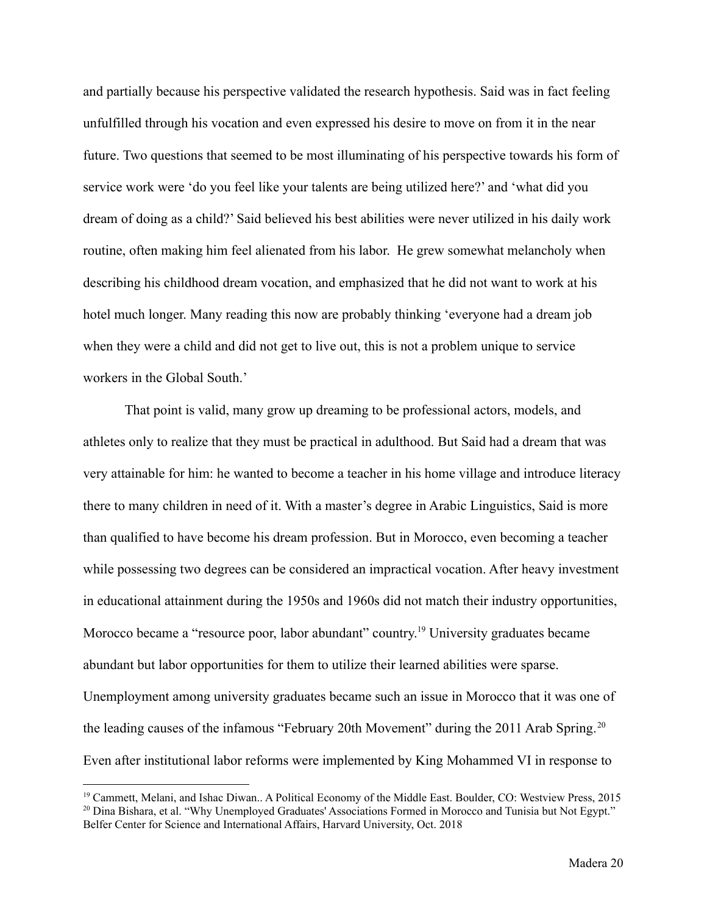and partially because his perspective validated the research hypothesis. Said was in fact feeling unfulfilled through his vocation and even expressed his desire to move on from it in the near future. Two questions that seemed to be most illuminating of his perspective towards his form of service work were 'do you feel like your talents are being utilized here?' and 'what did you dream of doing as a child?' Said believed his best abilities were never utilized in his daily work routine, often making him feel alienated from his labor. He grew somewhat melancholy when describing his childhood dream vocation, and emphasized that he did not want to work at his hotel much longer. Many reading this now are probably thinking 'everyone had a dream job when they were a child and did not get to live out, this is not a problem unique to service workers in the Global South.'

That point is valid, many grow up dreaming to be professional actors, models, and athletes only to realize that they must be practical in adulthood. But Said had a dream that was very attainable for him: he wanted to become a teacher in his home village and introduce literacy there to many children in need of it. With a master's degree in Arabic Linguistics, Said is more than qualified to have become his dream profession. But in Morocco, even becoming a teacher while possessing two degrees can be considered an impractical vocation. After heavy investment in educational attainment during the 1950s and 1960s did not match their industry opportunities, Morocco became a "resource poor, labor abundant" country.[19] University graduates became abundant but labor opportunities for them to utilize their learned abilities were sparse. Unemployment among university graduates became such an issue in Morocco that it was one of the leading causes of the infamous "February 20th Movement" during the 2011 Arab Spring.[20] Even after institutional labor reforms were implemented by King Mohammed VI in response to

---

[19] Cammett, Melani, and Ishac Diwan.. A Political Economy of the Middle East. Boulder, CO: Westview Press, 2015

[20] Dina Bishara, et al. "Why Unemployed Graduates' Associations Formed in Morocco and Tunisia but Not Egypt." Belfer Center for Science and International Affairs, Harvard University, Oct. 2018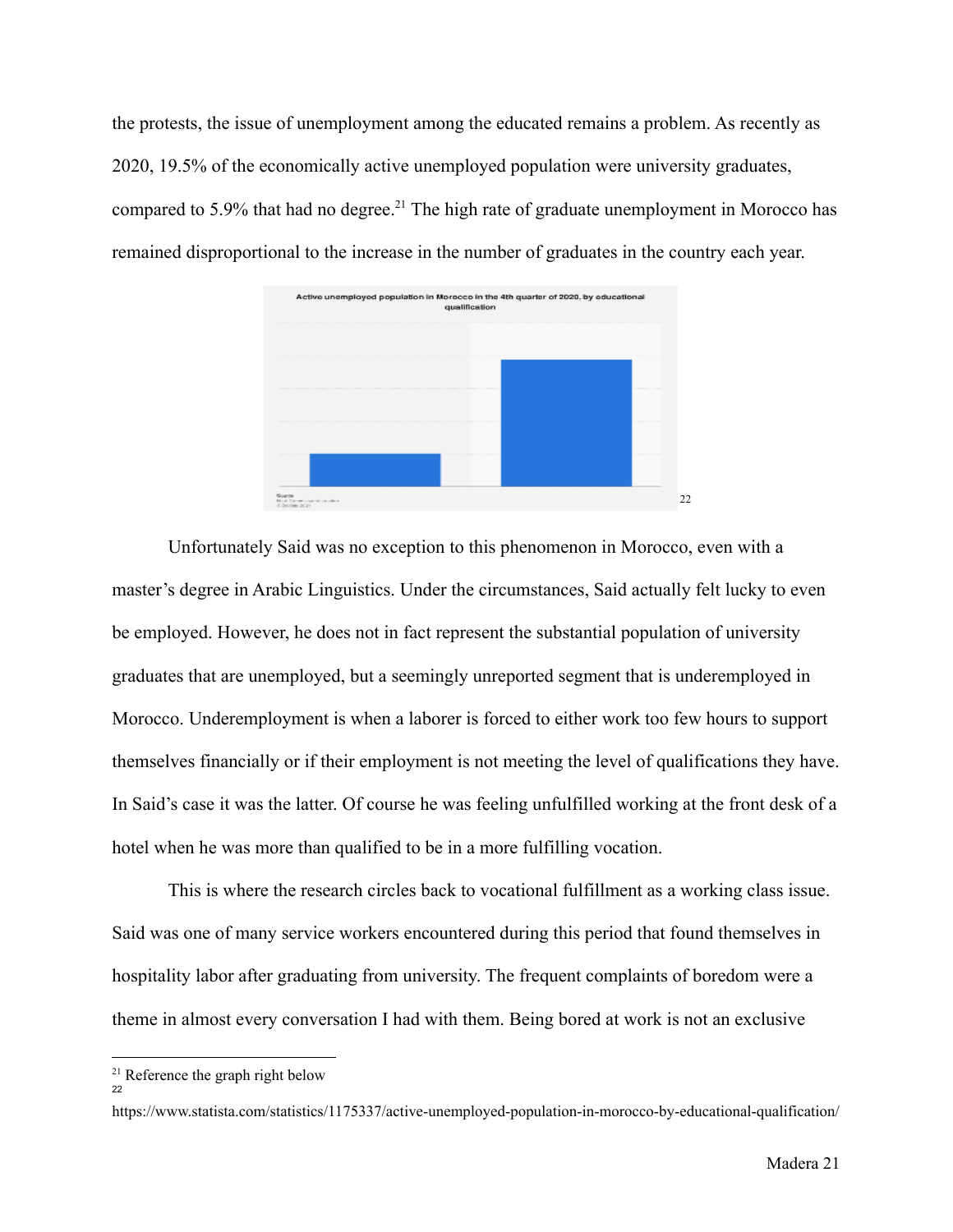the protests, the issue of unemployment among the educated remains a problem. As recently as 2020, 19.5% of the economically active unemployed population were university graduates, compared to 5.9% that had no degree.[21] The high rate of graduate unemployment in Morocco has remained disproportional to the increase in the number of graduates in the country each year.

Active unemployed population in Morocco in the 4th quarter of 2020, by educational qualification

[22]

Unfortunately Said was no exception to this phenomenon in Morocco, even with a master's degree in Arabic Linguistics. Under the circumstances, Said actually felt lucky to even be employed. However, he does not in fact represent the substantial population of university graduates that are unemployed, but a seemingly unreported segment that is underemployed in Morocco. Underemployment is when a laborer is forced to either work too few hours to support themselves financially or if their employment is not meeting the level of qualifications they have. In Said's case it was the latter. Of course he was feeling unfulfilled working at the front desk of a hotel when he was more than qualified to be in a more fulfilling vocation.

This is where the research circles back to vocational fulfillment as a working class issue. Said was one of many service workers encountered during this period that found themselves in hospitality labor after graduating from university. The frequent complaints of boredom were a theme in almost every conversation I had with them. Being bored at work is not an exclusive

---

[21] Reference the graph right below

[22] https://www.statista.com/statistics/1175337/active-unemployed-population-in-morocco-by-educational-qualification/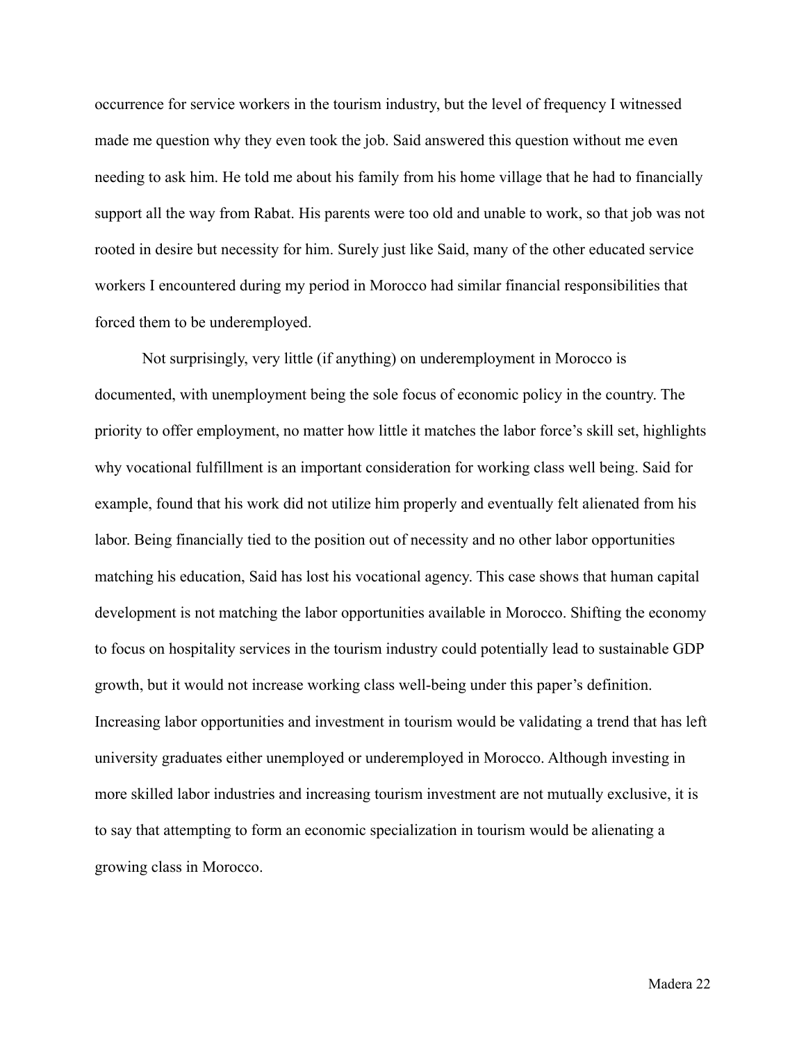occurrence for service workers in the tourism industry, but the level of frequency I witnessed made me question why they even took the job. Said answered this question without me even needing to ask him. He told me about his family from his home village that he had to financially support all the way from Rabat. His parents were too old and unable to work, so that job was not rooted in desire but necessity for him. Surely just like Said, many of the other educated service workers I encountered during my period in Morocco had similar financial responsibilities that forced them to be underemployed.

Not surprisingly, very little (if anything) on underemployment in Morocco is documented, with unemployment being the sole focus of economic policy in the country. The priority to offer employment, no matter how little it matches the labor force's skill set, highlights why vocational fulfillment is an important consideration for working class well being. Said for example, found that his work did not utilize him properly and eventually felt alienated from his labor. Being financially tied to the position out of necessity and no other labor opportunities matching his education, Said has lost his vocational agency. This case shows that human capital development is not matching the labor opportunities available in Morocco. Shifting the economy to focus on hospitality services in the tourism industry could potentially lead to sustainable GDP growth, but it would not increase working class well-being under this paper's definition. Increasing labor opportunities and investment in tourism would be validating a trend that has left university graduates either unemployed or underemployed in Morocco. Although investing in more skilled labor industries and increasing tourism investment are not mutually exclusive, it is to say that attempting to form an economic specialization in tourism would be alienating a growing class in Morocco.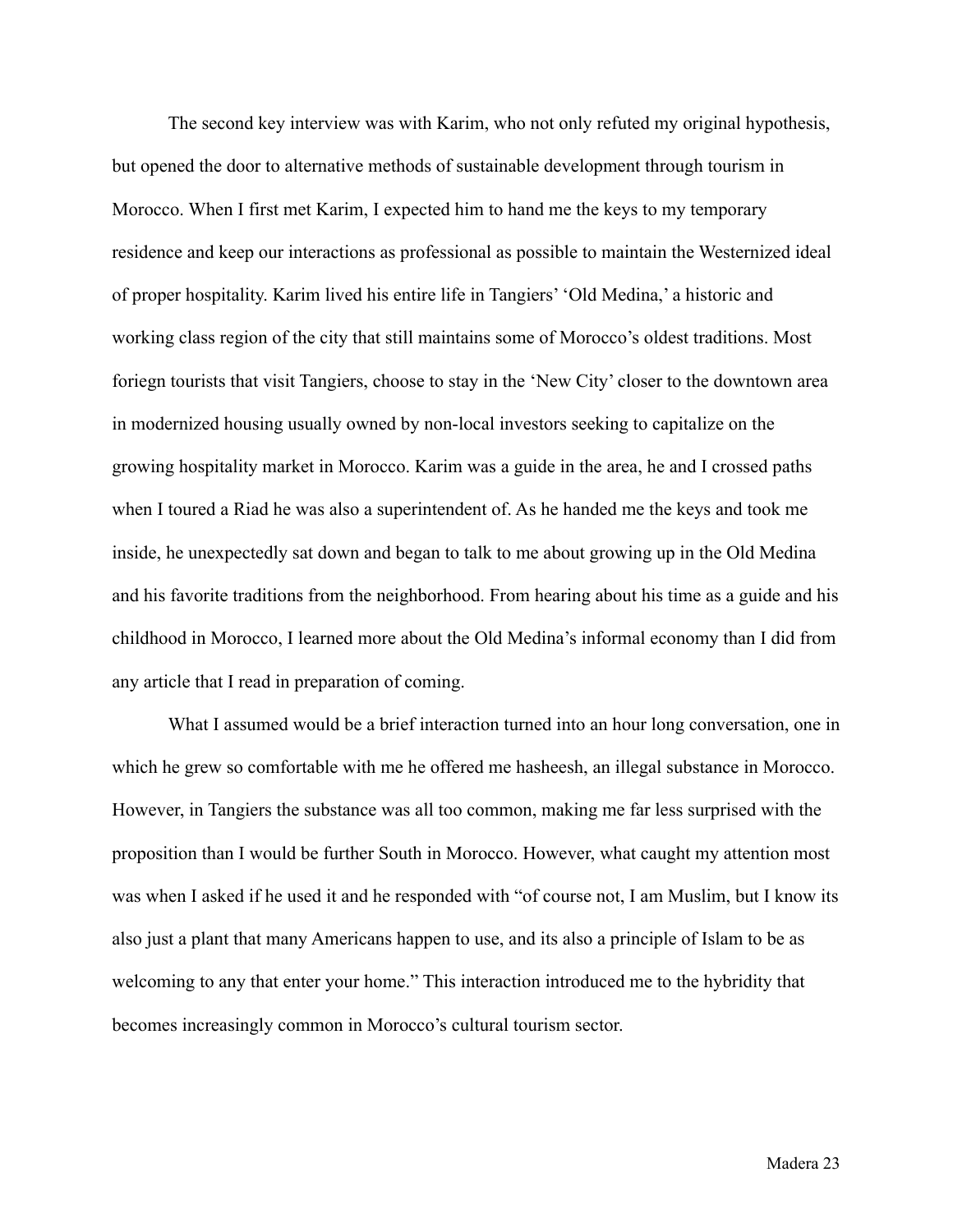The second key interview was with Karim, who not only refuted my original hypothesis, but opened the door to alternative methods of sustainable development through tourism in Morocco. When I first met Karim, I expected him to hand me the keys to my temporary residence and keep our interactions as professional as possible to maintain the Westernized ideal of proper hospitality. Karim lived his entire life in Tangiers' 'Old Medina,' a historic and working class region of the city that still maintains some of Morocco's oldest traditions. Most foriegn tourists that visit Tangiers, choose to stay in the 'New City' closer to the downtown area in modernized housing usually owned by non-local investors seeking to capitalize on the growing hospitality market in Morocco. Karim was a guide in the area, he and I crossed paths when I toured a Riad he was also a superintendent of. As he handed me the keys and took me inside, he unexpectedly sat down and began to talk to me about growing up in the Old Medina and his favorite traditions from the neighborhood. From hearing about his time as a guide and his childhood in Morocco, I learned more about the Old Medina's informal economy than I did from any article that I read in preparation of coming.

What I assumed would be a brief interaction turned into an hour long conversation, one in which he grew so comfortable with me he offered me hasheesh, an illegal substance in Morocco. However, in Tangiers the substance was all too common, making me far less surprised with the proposition than I would be further South in Morocco. However, what caught my attention most was when I asked if he used it and he responded with "of course not, I am Muslim, but I know its also just a plant that many Americans happen to use, and its also a principle of Islam to be as welcoming to any that enter your home." This interaction introduced me to the hybridity that becomes increasingly common in Morocco's cultural tourism sector.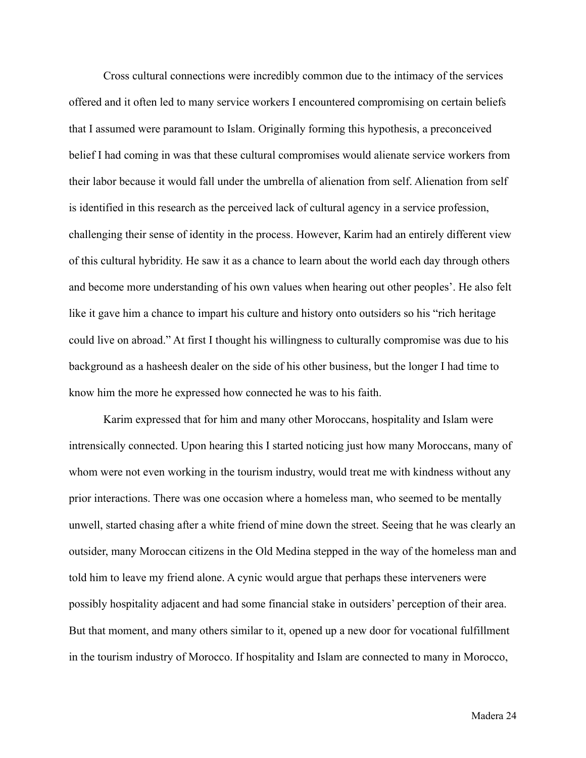Cross cultural connections were incredibly common due to the intimacy of the services offered and it often led to many service workers I encountered compromising on certain beliefs that I assumed were paramount to Islam. Originally forming this hypothesis, a preconceived belief I had coming in was that these cultural compromises would alienate service workers from their labor because it would fall under the umbrella of alienation from self. Alienation from self is identified in this research as the perceived lack of cultural agency in a service profession, challenging their sense of identity in the process. However, Karim had an entirely different view of this cultural hybridity. He saw it as a chance to learn about the world each day through others and become more understanding of his own values when hearing out other peoples'. He also felt like it gave him a chance to impart his culture and history onto outsiders so his "rich heritage could live on abroad." At first I thought his willingness to culturally compromise was due to his background as a hasheesh dealer on the side of his other business, but the longer I had time to know him the more he expressed how connected he was to his faith.

Karim expressed that for him and many other Moroccans, hospitality and Islam were intrensically connected. Upon hearing this I started noticing just how many Moroccans, many of whom were not even working in the tourism industry, would treat me with kindness without any prior interactions. There was one occasion where a homeless man, who seemed to be mentally unwell, started chasing after a white friend of mine down the street. Seeing that he was clearly an outsider, many Moroccan citizens in the Old Medina stepped in the way of the homeless man and told him to leave my friend alone. A cynic would argue that perhaps these interveners were possibly hospitality adjacent and had some financial stake in outsiders' perception of their area. But that moment, and many others similar to it, opened up a new door for vocational fulfillment in the tourism industry of Morocco. If hospitality and Islam are connected to many in Morocco,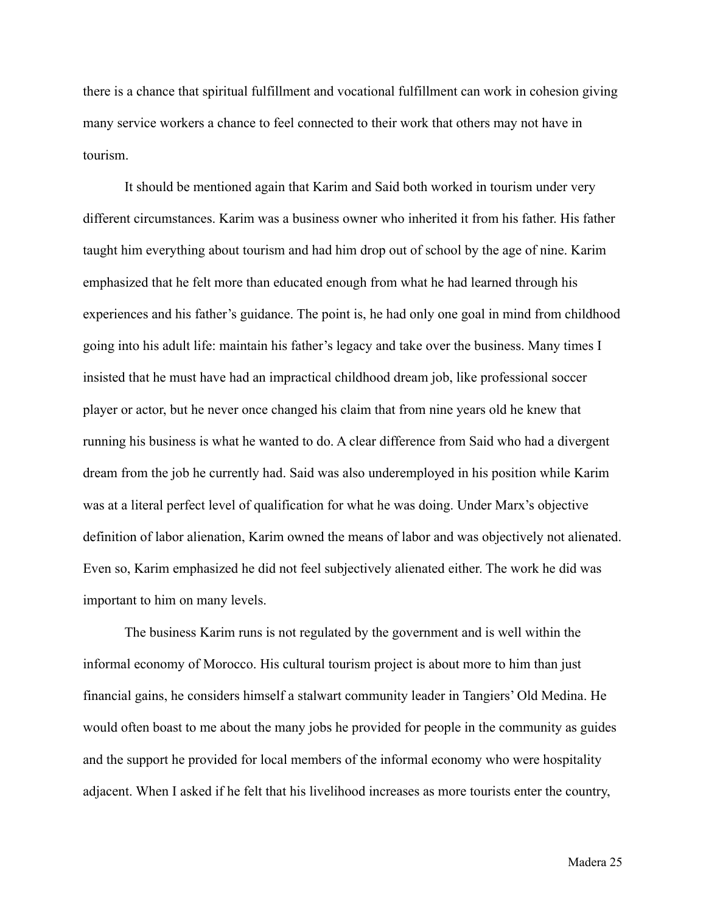there is a chance that spiritual fulfillment and vocational fulfillment can work in cohesion giving many service workers a chance to feel connected to their work that others may not have in tourism.

It should be mentioned again that Karim and Said both worked in tourism under very different circumstances. Karim was a business owner who inherited it from his father. His father taught him everything about tourism and had him drop out of school by the age of nine. Karim emphasized that he felt more than educated enough from what he had learned through his experiences and his father's guidance. The point is, he had only one goal in mind from childhood going into his adult life: maintain his father's legacy and take over the business. Many times I insisted that he must have had an impractical childhood dream job, like professional soccer player or actor, but he never once changed his claim that from nine years old he knew that running his business is what he wanted to do. A clear difference from Said who had a divergent dream from the job he currently had. Said was also underemployed in his position while Karim was at a literal perfect level of qualification for what he was doing. Under Marx's objective definition of labor alienation, Karim owned the means of labor and was objectively not alienated. Even so, Karim emphasized he did not feel subjectively alienated either. The work he did was important to him on many levels.

The business Karim runs is not regulated by the government and is well within the informal economy of Morocco. His cultural tourism project is about more to him than just financial gains, he considers himself a stalwart community leader in Tangiers' Old Medina. He would often boast to me about the many jobs he provided for people in the community as guides and the support he provided for local members of the informal economy who were hospitality adjacent. When I asked if he felt that his livelihood increases as more tourists enter the country,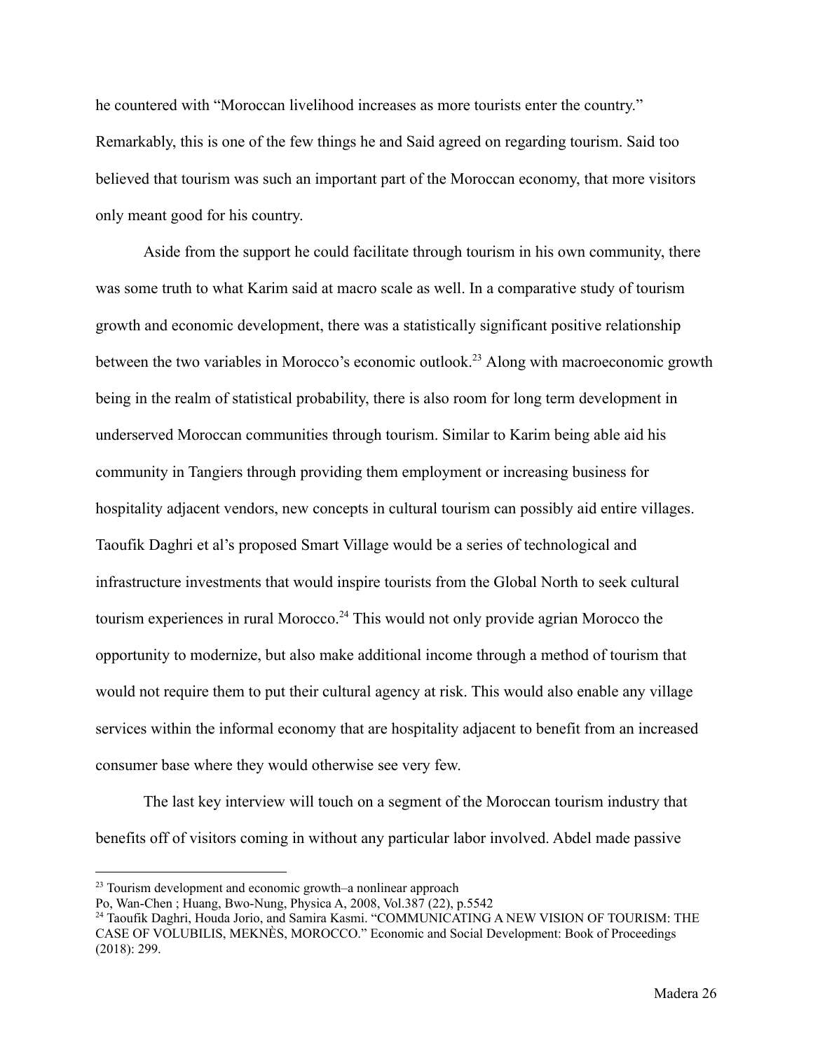he countered with "Moroccan livelihood increases as more tourists enter the country." Remarkably, this is one of the few things he and Said agreed on regarding tourism. Said too believed that tourism was such an important part of the Moroccan economy, that more visitors only meant good for his country.

Aside from the support he could facilitate through tourism in his own community, there was some truth to what Karim said at macro scale as well. In a comparative study of tourism growth and economic development, there was a statistically significant positive relationship between the two variables in Morocco's economic outlook.[23] Along with macroeconomic growth being in the realm of statistical probability, there is also room for long term development in underserved Moroccan communities through tourism. Similar to Karim being able aid his community in Tangiers through providing them employment or increasing business for hospitality adjacent vendors, new concepts in cultural tourism can possibly aid entire villages. Taoufik Daghri et al's proposed Smart Village would be a series of technological and infrastructure investments that would inspire tourists from the Global North to seek cultural tourism experiences in rural Morocco.[24] This would not only provide agrian Morocco the opportunity to modernize, but also make additional income through a method of tourism that would not require them to put their cultural agency at risk. This would also enable any village services within the informal economy that are hospitality adjacent to benefit from an increased consumer base where they would otherwise see very few.

The last key interview will touch on a segment of the Moroccan tourism industry that benefits off of visitors coming in without any particular labor involved. Abdel made passive

---

[23] Tourism development and economic growth–a nonlinear approach
Po, Wan-Chen ; Huang, Bwo-Nung, Physica A, 2008, Vol.387 (22), p.5542

[24] Taoufik Daghri, Houda Jorio, and Samira Kasmi. "COMMUNICATING A NEW VISION OF TOURISM: THE CASE OF VOLUBILIS, MEKNÈS, MOROCCO." Economic and Social Development: Book of Proceedings (2018): 299.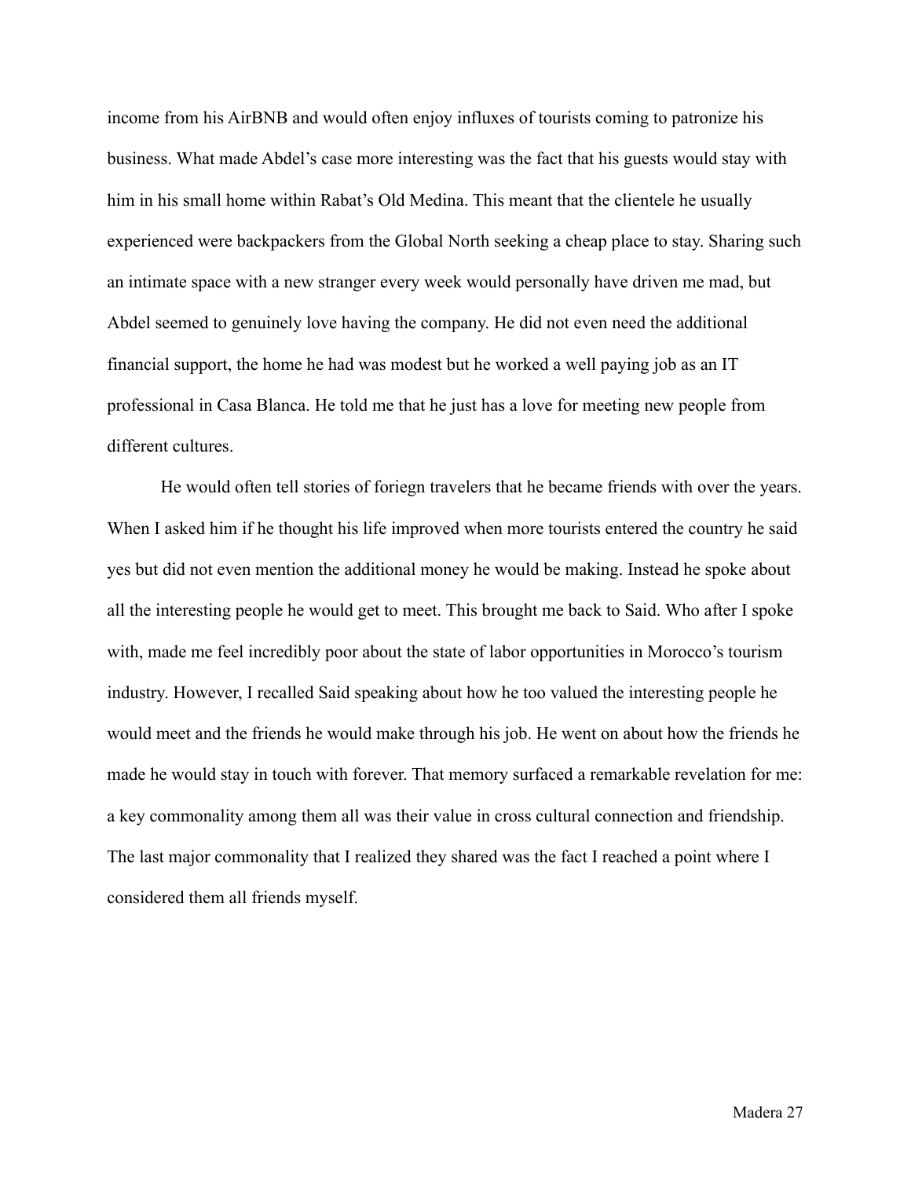income from his AirBNB and would often enjoy influxes of tourists coming to patronize his business. What made Abdel's case more interesting was the fact that his guests would stay with him in his small home within Rabat's Old Medina. This meant that the clientele he usually experienced were backpackers from the Global North seeking a cheap place to stay. Sharing such an intimate space with a new stranger every week would personally have driven me mad, but Abdel seemed to genuinely love having the company. He did not even need the additional financial support, the home he had was modest but he worked a well paying job as an IT professional in Casa Blanca. He told me that he just has a love for meeting new people from different cultures.

He would often tell stories of foriegn travelers that he became friends with over the years. When I asked him if he thought his life improved when more tourists entered the country he said yes but did not even mention the additional money he would be making. Instead he spoke about all the interesting people he would get to meet. This brought me back to Said. Who after I spoke with, made me feel incredibly poor about the state of labor opportunities in Morocco's tourism industry. However, I recalled Said speaking about how he too valued the interesting people he would meet and the friends he would make through his job. He went on about how the friends he made he would stay in touch with forever. That memory surfaced a remarkable revelation for me: a key commonality among them all was their value in cross cultural connection and friendship. The last major commonality that I realized they shared was the fact I reached a point where I considered them all friends myself.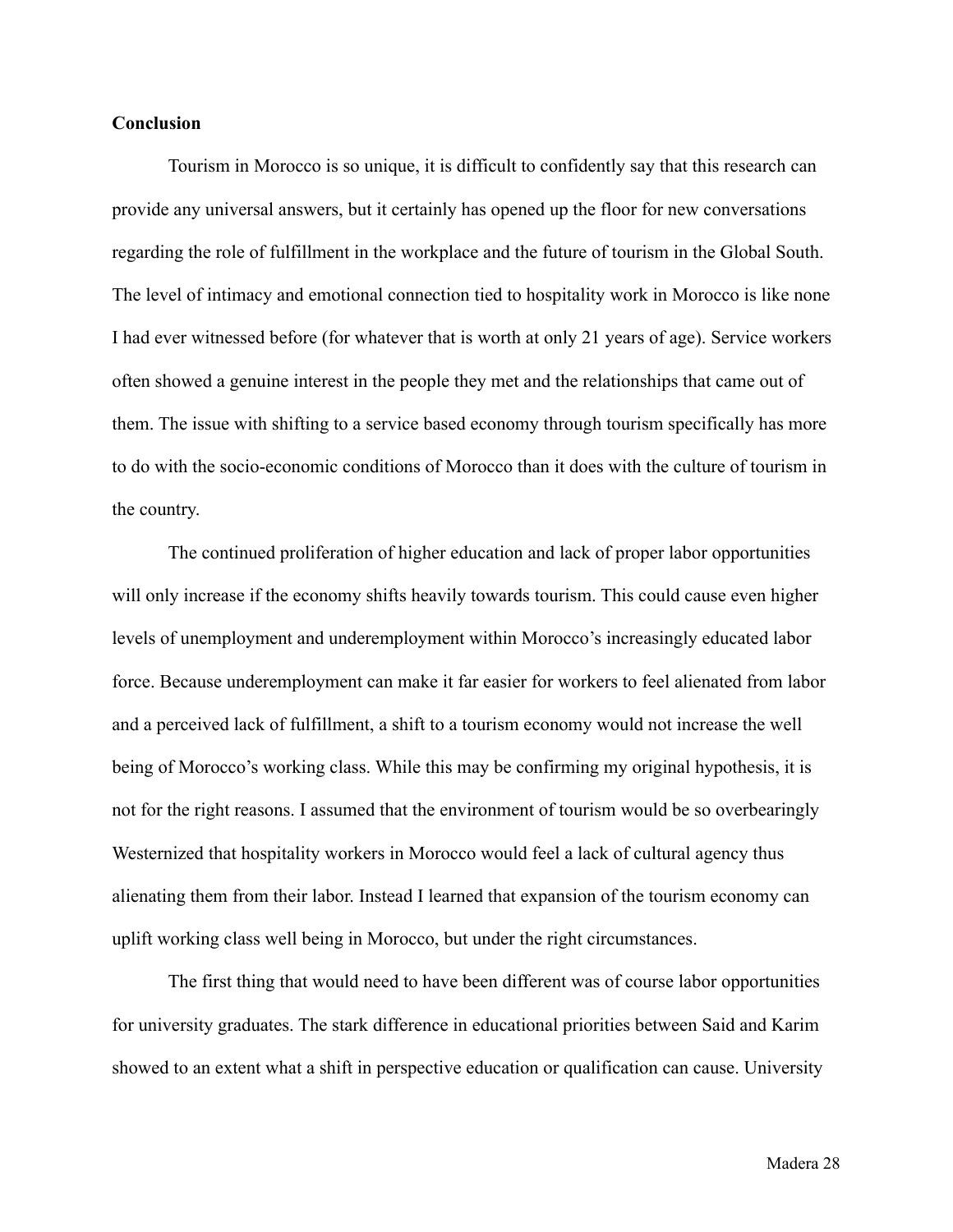**Conclusion**

Tourism in Morocco is so unique, it is difficult to confidently say that this research can provide any universal answers, but it certainly has opened up the floor for new conversations regarding the role of fulfillment in the workplace and the future of tourism in the Global South. The level of intimacy and emotional connection tied to hospitality work in Morocco is like none I had ever witnessed before (for whatever that is worth at only 21 years of age). Service workers often showed a genuine interest in the people they met and the relationships that came out of them. The issue with shifting to a service based economy through tourism specifically has more to do with the socio-economic conditions of Morocco than it does with the culture of tourism in the country.

The continued proliferation of higher education and lack of proper labor opportunities will only increase if the economy shifts heavily towards tourism. This could cause even higher levels of unemployment and underemployment within Morocco's increasingly educated labor force. Because underemployment can make it far easier for workers to feel alienated from labor and a perceived lack of fulfillment, a shift to a tourism economy would not increase the well being of Morocco's working class. While this may be confirming my original hypothesis, it is not for the right reasons. I assumed that the environment of tourism would be so overbearingly Westernized that hospitality workers in Morocco would feel a lack of cultural agency thus alienating them from their labor. Instead I learned that expansion of the tourism economy can uplift working class well being in Morocco, but under the right circumstances.

The first thing that would need to have been different was of course labor opportunities for university graduates. The stark difference in educational priorities between Said and Karim showed to an extent what a shift in perspective education or qualification can cause. University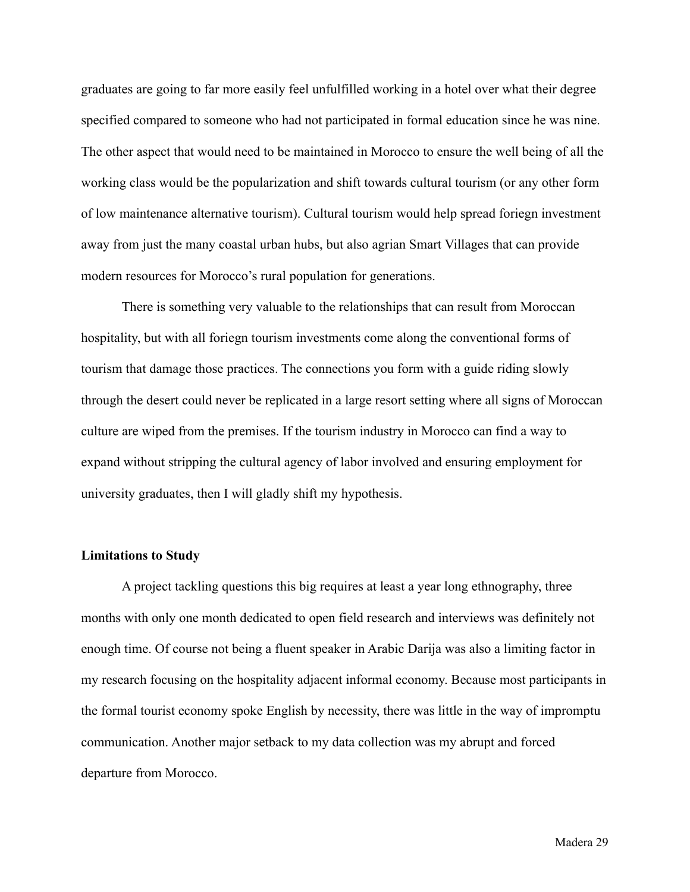graduates are going to far more easily feel unfulfilled working in a hotel over what their degree specified compared to someone who had not participated in formal education since he was nine. The other aspect that would need to be maintained in Morocco to ensure the well being of all the working class would be the popularization and shift towards cultural tourism (or any other form of low maintenance alternative tourism). Cultural tourism would help spread foriegn investment away from just the many coastal urban hubs, but also agrian Smart Villages that can provide modern resources for Morocco's rural population for generations.

There is something very valuable to the relationships that can result from Moroccan hospitality, but with all foriegn tourism investments come along the conventional forms of tourism that damage those practices. The connections you form with a guide riding slowly through the desert could never be replicated in a large resort setting where all signs of Moroccan culture are wiped from the premises. If the tourism industry in Morocco can find a way to expand without stripping the cultural agency of labor involved and ensuring employment for university graduates, then I will gladly shift my hypothesis.

**Limitations to Study**

A project tackling questions this big requires at least a year long ethnography, three months with only one month dedicated to open field research and interviews was definitely not enough time. Of course not being a fluent speaker in Arabic Darija was also a limiting factor in my research focusing on the hospitality adjacent informal economy. Because most participants in the formal tourist economy spoke English by necessity, there was little in the way of impromptu communication. Another major setback to my data collection was my abrupt and forced departure from Morocco.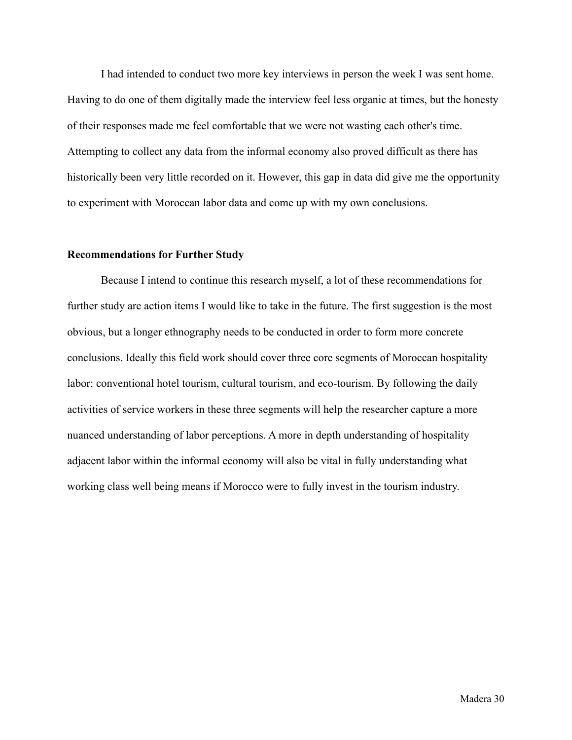I had intended to conduct two more key interviews in person the week I was sent home. Having to do one of them digitally made the interview feel less organic at times, but the honesty of their responses made me feel comfortable that we were not wasting each other's time. Attempting to collect any data from the informal economy also proved difficult as there has historically been very little recorded on it. However, this gap in data did give me the opportunity to experiment with Moroccan labor data and come up with my own conclusions.

**Recommendations for Further Study**

Because I intend to continue this research myself, a lot of these recommendations for further study are action items I would like to take in the future. The first suggestion is the most obvious, but a longer ethnography needs to be conducted in order to form more concrete conclusions. Ideally this field work should cover three core segments of Moroccan hospitality labor: conventional hotel tourism, cultural tourism, and eco-tourism. By following the daily activities of service workers in these three segments will help the researcher capture a more nuanced understanding of labor perceptions. A more in depth understanding of hospitality adjacent labor within the informal economy will also be vital in fully understanding what working class well being means if Morocco were to fully invest in the tourism industry.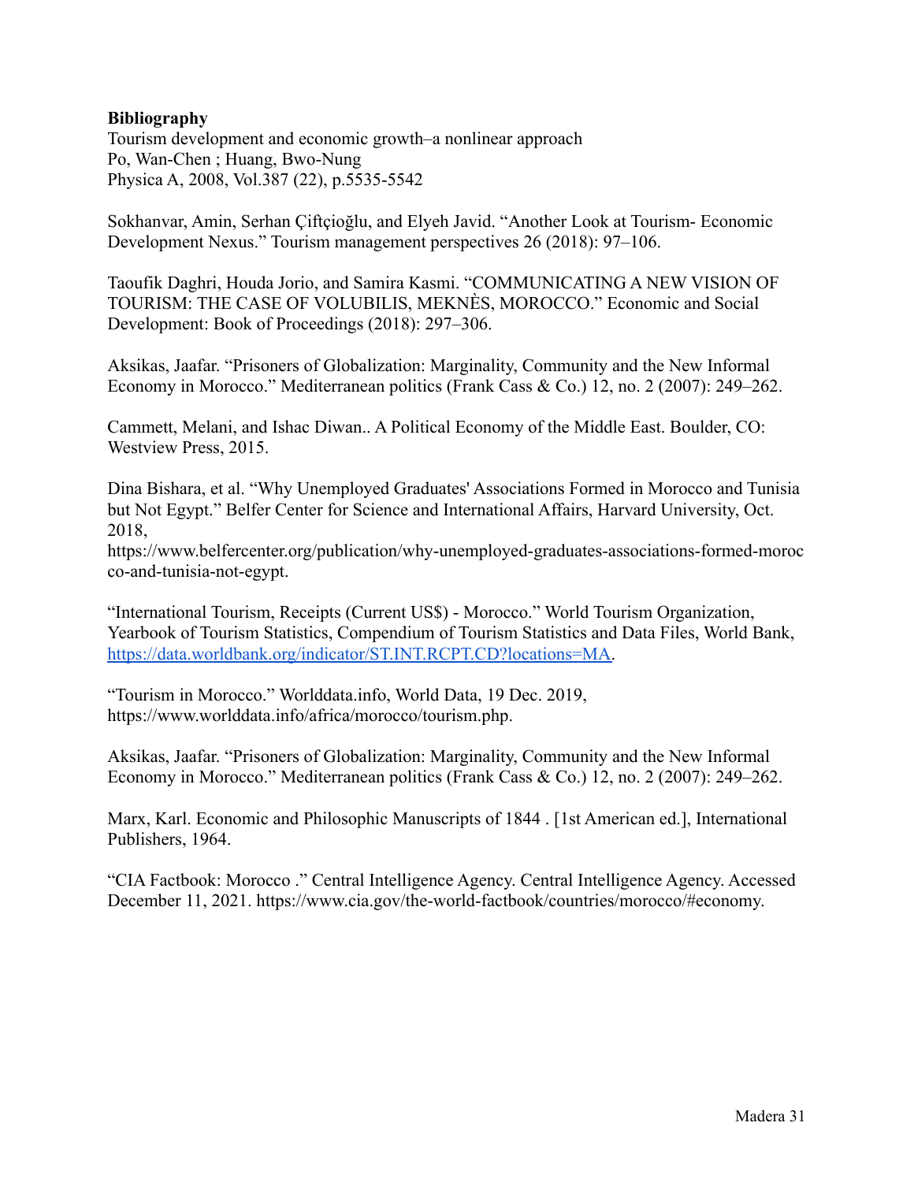**Bibliography**

Tourism development and economic growth–a nonlinear approach
Po, Wan-Chen ; Huang, Bwo-Nung
Physica A, 2008, Vol.387 (22), p.5535-5542

Sokhanvar, Amin, Serhan Çiftçioğlu, and Elyeh Javid. "Another Look at Tourism- Economic Development Nexus." Tourism management perspectives 26 (2018): 97–106.

Taoufik Daghri, Houda Jorio, and Samira Kasmi. "COMMUNICATING A NEW VISION OF TOURISM: THE CASE OF VOLUBILIS, MEKNÈS, MOROCCO." Economic and Social Development: Book of Proceedings (2018): 297–306.

Aksikas, Jaafar. "Prisoners of Globalization: Marginality, Community and the New Informal Economy in Morocco." Mediterranean politics (Frank Cass & Co.) 12, no. 2 (2007): 249–262.

Cammett, Melani, and Ishac Diwan.. A Political Economy of the Middle East. Boulder, CO: Westview Press, 2015.

Dina Bishara, et al. "Why Unemployed Graduates' Associations Formed in Morocco and Tunisia but Not Egypt." Belfer Center for Science and International Affairs, Harvard University, Oct. 2018, https://www.belfercenter.org/publication/why-unemployed-graduates-associations-formed-morocco-and-tunisia-not-egypt.

"International Tourism, Receipts (Current US$) - Morocco." World Tourism Organization, Yearbook of Tourism Statistics, Compendium of Tourism Statistics and Data Files, World Bank, https://data.worldbank.org/indicator/ST.INT.RCPT.CD?locations=MA.

"Tourism in Morocco." Worlddata.info, World Data, 19 Dec. 2019, https://www.worlddata.info/africa/morocco/tourism.php.

Aksikas, Jaafar. "Prisoners of Globalization: Marginality, Community and the New Informal Economy in Morocco." Mediterranean politics (Frank Cass & Co.) 12, no. 2 (2007): 249–262.

Marx, Karl. Economic and Philosophic Manuscripts of 1844 . [1st American ed.], International Publishers, 1964.

"CIA Factbook: Morocco ." Central Intelligence Agency. Central Intelligence Agency. Accessed December 11, 2021. https://www.cia.gov/the-world-factbook/countries/morocco/#economy.